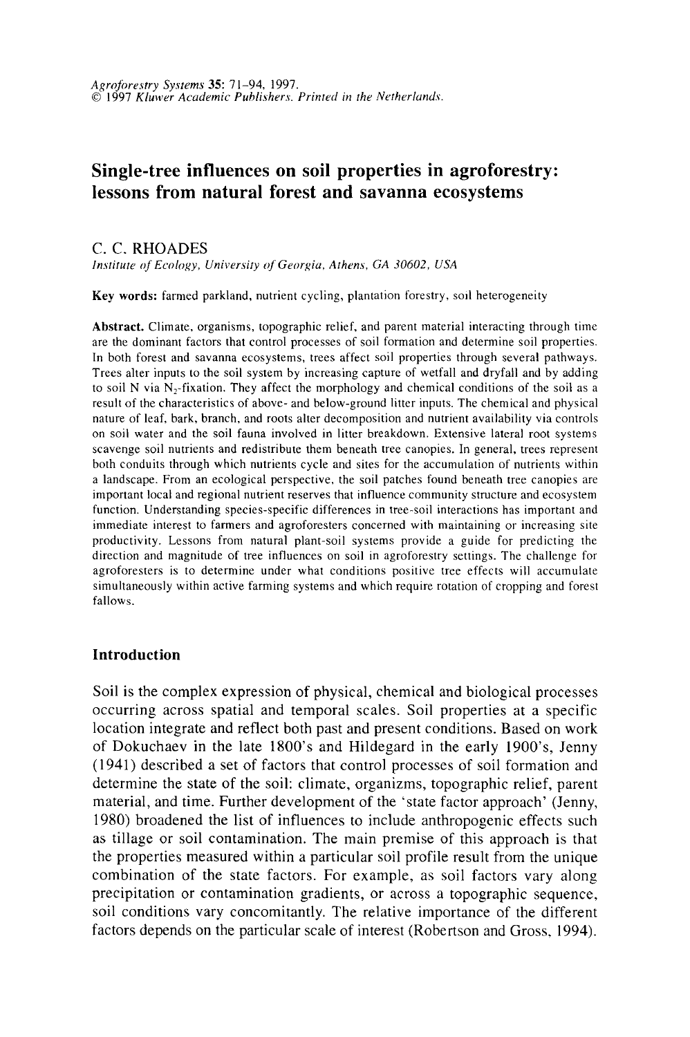# Single-tree influences on soil properties in agroforestry: lessons from natural forest and savanna ecosystems

C. C. RHOADES

*Institute of Ecology, University of Georgia, Athens, GA 30602, USA*

**Key words:** farmed parkland, nutrient cycling, plantation forestry, soil heterogeneity

**Abstract.** Climate, organisms, topographic relief, and parent material interacting through time are the dominant factors that control processes of soil formation and determine soil properties. In both forest and savanna ecosystems, trees affect soil properties through several pathways. Trees alter inputs to the soil system by increasing capture of wetfall and dryfall and by adding to soil N via $N_2$-fixation. They affect the morphology and chemical conditions of the soil as a result of the characteristics of above- and below-ground litter inputs. The chemical and physical nature of leaf, bark, branch, and roots alter decomposition and nutrient availability via controls on soil water and the soil fauna involved in litter breakdown. Extensive lateral root systems scavenge soil nutrients and redistribute them beneath tree canopies. In general, trees represent both conduits through which nutrients cycle and sites for the accumulation of nutrients within a landscape. From an ecological perspective, the soil patches found beneath tree canopies are important local and regional nutrient reserves that influence community structure and ecosystem function. Understanding species-specific differences in tree-soil interactions has important and immediate interest to farmers and agroforesters concerned with maintaining or increasing site productivity. Lessons from natural plant-soil systems provide a guide for predicting the direction and magnitude of tree influences on soil in agroforestry settings. The challenge for agroforesters is to determine under what conditions positive tree effects will accumulate simultaneously within active farming systems and which require rotation of cropping and forest fallows.

## Introduction

Soil is the complex expression of physical, chemical and biological processes occurring across spatial and temporal scales. Soil properties at a specific location integrate and reflect both past and present conditions. Based on work of Dokuchaev in the late 1800's and Hildegard in the early 1900's, Jenny (1941) described a set of factors that control processes of soil formation and determine the state of the soil: climate, organizms, topographic relief, parent material, and time. Further development of the 'state factor approach' (Jenny, 1980) broadened the list of influences to include anthropogenic effects such as tillage or soil contamination. The main premise of this approach is that the properties measured within a particular soil profile result from the unique combination of the state factors. For example, as soil factors vary along precipitation or contamination gradients, or across a topographic sequence, soil conditions vary concomitantly. The relative importance of the different factors depends on the particular scale of interest (Robertson and Gross, 1994).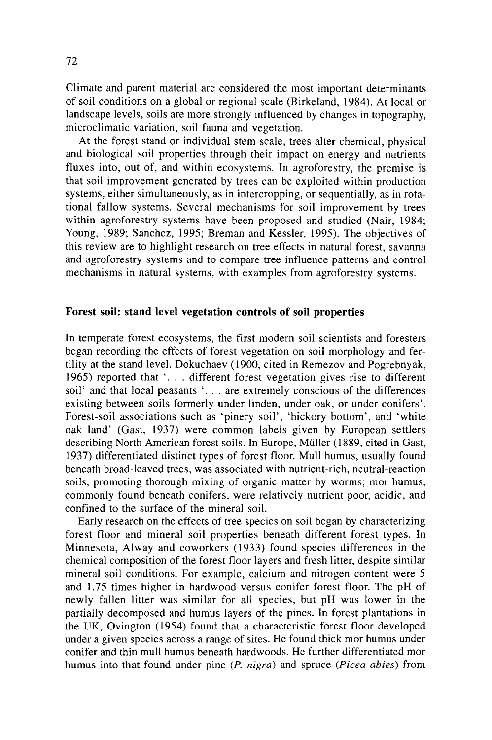Climate and parent material are considered the most important determinants of soil conditions on a global or regional scale (Birkeland, 1984). At local or landscape levels, soils are more strongly influenced by changes in topography, microclimatic variation, soil fauna and vegetation.

At the forest stand or individual stem scale, trees alter chemical, physical and biological soil properties through their impact on energy and nutrients fluxes into, out of, and within ecosystems. In agroforestry, the premise is that soil improvement generated by trees can be exploited within production systems, either simultaneously, as in intercropping, or sequentially, as in rotational fallow systems. Several mechanisms for soil improvement by trees within agroforestry systems have been proposed and studied (Nair, 1984; Young, 1989; Sanchez, 1995; Breman and Kessler, 1995). The objectives of this review are to highlight research on tree effects in natural forest, savanna and agroforestry systems and to compare tree influence patterns and control mechanisms in natural systems, with examples from agroforestry systems.

## Forest soil: stand level vegetation controls of soil properties

In temperate forest ecosystems, the first modern soil scientists and foresters began recording the effects of forest vegetation on soil morphology and fertility at the stand level. Dokuchaev (1900, cited in Remezov and Pogrebnyak, 1965) reported that '. . . different forest vegetation gives rise to different soil' and that local peasants '. . . are extremely conscious of the differences existing between soils formerly under linden, under oak, or under conifers'. Forest-soil associations such as 'pinery soil', 'hickory bottom', and 'white oak land' (Gast, 1937) were common labels given by European settlers describing North American forest soils. In Europe, Müller (1889, cited in Gast, 1937) differentiated distinct types of forest floor. Mull humus, usually found beneath broad-leaved trees, was associated with nutrient-rich, neutral-reaction soils, promoting thorough mixing of organic matter by worms; mor humus, commonly found beneath conifers, were relatively nutrient poor, acidic, and confined to the surface of the mineral soil.

Early research on the effects of tree species on soil began by characterizing forest floor and mineral soil properties beneath different forest types. In Minnesota, Alway and coworkers (1933) found species differences in the chemical composition of the forest floor layers and fresh litter, despite similar mineral soil conditions. For example, calcium and nitrogen content were 5 and 1.75 times higher in hardwood versus conifer forest floor. The pH of newly fallen litter was similar for all species, but pH was lower in the partially decomposed and humus layers of the pines. In forest plantations in the UK, Ovington (1954) found that a characteristic forest floor developed under a given species across a range of sites. He found thick mor humus under conifer and thin mull humus beneath hardwoods. He further differentiated mor humus into that found under pine (*P. nigra*) and spruce (*Picea abies*) from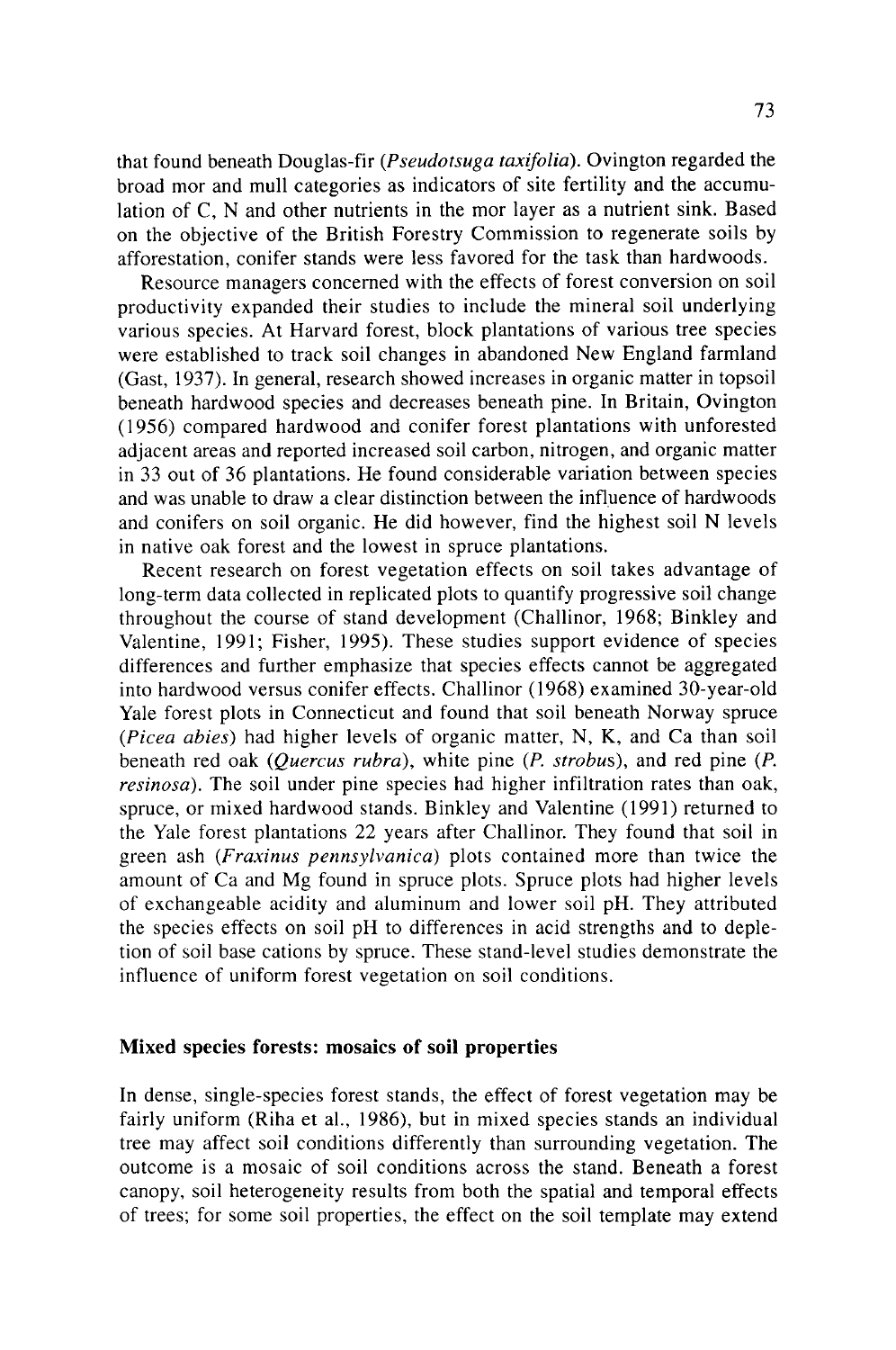that found beneath Douglas-fir (*Pseudotsuga taxifolia*). Ovington regarded the broad mor and mull categories as indicators of site fertility and the accumulation of C, N and other nutrients in the mor layer as a nutrient sink. Based on the objective of the British Forestry Commission to regenerate soils by afforestation, conifer stands were less favored for the task than hardwoods.

Resource managers concerned with the effects of forest conversion on soil productivity expanded their studies to include the mineral soil underlying various species. At Harvard forest, block plantations of various tree species were established to track soil changes in abandoned New England farmland (Gast, 1937). In general, research showed increases in organic matter in topsoil beneath hardwood species and decreases beneath pine. In Britain, Ovington (1956) compared hardwood and conifer forest plantations with unforested adjacent areas and reported increased soil carbon, nitrogen, and organic matter in 33 out of 36 plantations. He found considerable variation between species and was unable to draw a clear distinction between the influence of hardwoods and conifers on soil organic. He did however, find the highest soil N levels in native oak forest and the lowest in spruce plantations.

Recent research on forest vegetation effects on soil takes advantage of long-term data collected in replicated plots to quantify progressive soil change throughout the course of stand development (Challinor, 1968; Binkley and Valentine, 1991; Fisher, 1995). These studies support evidence of species differences and further emphasize that species effects cannot be aggregated into hardwood versus conifer effects. Challinor (1968) examined 30-year-old Yale forest plots in Connecticut and found that soil beneath Norway spruce (*Picea abies*) had higher levels of organic matter, N, K, and Ca than soil beneath red oak (*Quercus rubra*), white pine (*P. strobus*), and red pine (*P. resinosa*). The soil under pine species had higher infiltration rates than oak, spruce, or mixed hardwood stands. Binkley and Valentine (1991) returned to the Yale forest plantations 22 years after Challinor. They found that soil in green ash (*Fraxinus pennsylvanica*) plots contained more than twice the amount of Ca and Mg found in spruce plots. Spruce plots had higher levels of exchangeable acidity and aluminum and lower soil pH. They attributed the species effects on soil pH to differences in acid strengths and to depletion of soil base cations by spruce. These stand-level studies demonstrate the influence of uniform forest vegetation on soil conditions.

## Mixed species forests: mosaics of soil properties

In dense, single-species forest stands, the effect of forest vegetation may be fairly uniform (Riha et al., 1986), but in mixed species stands an individual tree may affect soil conditions differently than surrounding vegetation. The outcome is a mosaic of soil conditions across the stand. Beneath a forest canopy, soil heterogeneity results from both the spatial and temporal effects of trees; for some soil properties, the effect on the soil template may extend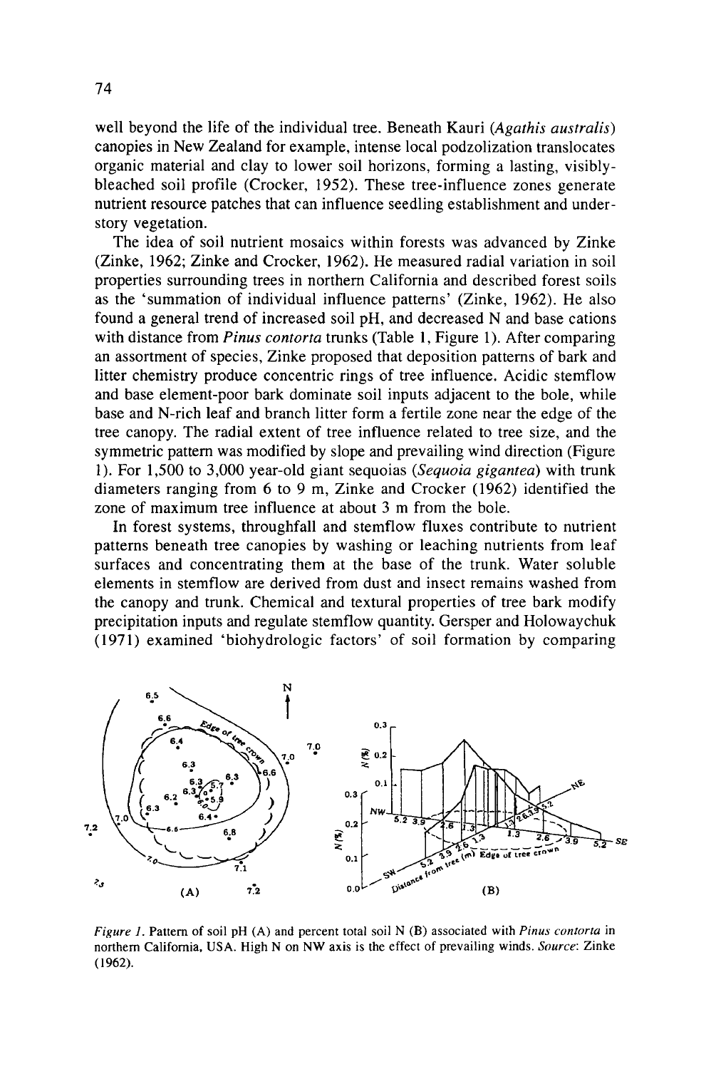well beyond the life of the individual tree. Beneath Kauri (*Agathis australis*) canopies in New Zealand for example, intense local podzolization translocates organic material and clay to lower soil horizons, forming a lasting, visibly-bleached soil profile (Crocker, 1952). These tree-influence zones generate nutrient resource patches that can influence seedling establishment and understory vegetation.

The idea of soil nutrient mosaics within forests was advanced by Zinke (Zinke, 1962; Zinke and Crocker, 1962). He measured radial variation in soil properties surrounding trees in northern California and described forest soils as the 'summation of individual influence patterns' (Zinke, 1962). He also found a general trend of increased soil pH, and decreased N and base cations with distance from *Pinus contorta* trunks (Table 1, Figure 1). After comparing an assortment of species, Zinke proposed that deposition patterns of bark and litter chemistry produce concentric rings of tree influence. Acidic stemflow and base element-poor bark dominate soil inputs adjacent to the bole, while base and N-rich leaf and branch litter form a fertile zone near the edge of the tree canopy. The radial extent of tree influence related to tree size, and the symmetric pattern was modified by slope and prevailing wind direction (Figure 1). For 1,500 to 3,000 year-old giant sequoias (*Sequoia gigantea*) with trunk diameters ranging from 6 to 9 m, Zinke and Crocker (1962) identified the zone of maximum tree influence at about 3 m from the bole.

In forest systems, throughfall and stemflow fluxes contribute to nutrient patterns beneath tree canopies by washing or leaching nutrients from leaf surfaces and concentrating them at the base of the trunk. Water soluble elements in stemflow are derived from dust and insect remains washed from the canopy and trunk. Chemical and textural properties of tree bark modify precipitation inputs and regulate stemflow quantity. Gersper and Holowaychuk (1971) examined 'biohydrologic factors' of soil formation by comparing

*Figure 1*. Pattern of soil pH (A) and percent total soil N (B) associated with *Pinus contorta* in northern California, USA. High N on NW axis is the effect of prevailing winds. *Source*: Zinke (1962).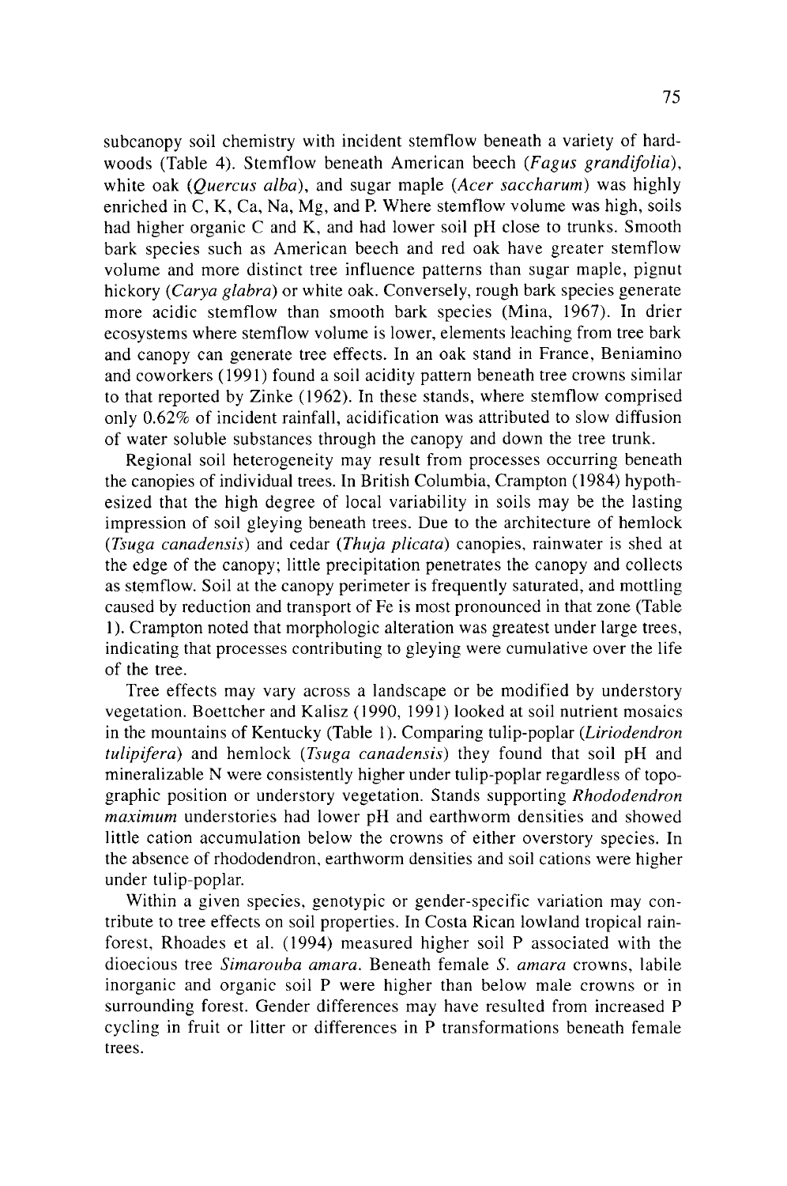subcanopy soil chemistry with incident stemflow beneath a variety of hardwoods (Table 4). Stemflow beneath American beech (*Fagus grandifolia*), white oak (*Quercus alba*), and sugar maple (*Acer saccharum*) was highly enriched in C, K, Ca, Na, Mg, and P. Where stemflow volume was high, soils had higher organic C and K, and had lower soil pH close to trunks. Smooth bark species such as American beech and red oak have greater stemflow volume and more distinct tree influence patterns than sugar maple, pignut hickory (*Carya glabra*) or white oak. Conversely, rough bark species generate more acidic stemflow than smooth bark species (Mina, 1967). In drier ecosystems where stemflow volume is lower, elements leaching from tree bark and canopy can generate tree effects. In an oak stand in France, Beniamino and coworkers (1991) found a soil acidity pattern beneath tree crowns similar to that reported by Zinke (1962). In these stands, where stemflow comprised only 0.62% of incident rainfall, acidification was attributed to slow diffusion of water soluble substances through the canopy and down the tree trunk.

Regional soil heterogeneity may result from processes occurring beneath the canopies of individual trees. In British Columbia, Crampton (1984) hypothesized that the high degree of local variability in soils may be the lasting impression of soil gleying beneath trees. Due to the architecture of hemlock (*Tsuga canadensis*) and cedar (*Thuja plicata*) canopies, rainwater is shed at the edge of the canopy; little precipitation penetrates the canopy and collects as stemflow. Soil at the canopy perimeter is frequently saturated, and mottling caused by reduction and transport of Fe is most pronounced in that zone (Table 1). Crampton noted that morphologic alteration was greatest under large trees, indicating that processes contributing to gleying were cumulative over the life of the tree.

Tree effects may vary across a landscape or be modified by understory vegetation. Boettcher and Kalisz (1990, 1991) looked at soil nutrient mosaics in the mountains of Kentucky (Table 1). Comparing tulip-poplar (*Liriodendron tulipifera*) and hemlock (*Tsuga canadensis*) they found that soil pH and mineralizable N were consistently higher under tulip-poplar regardless of topographic position or understory vegetation. Stands supporting *Rhododendron maximum* understories had lower pH and earthworm densities and showed little cation accumulation below the crowns of either overstory species. In the absence of rhododendron, earthworm densities and soil cations were higher under tulip-poplar.

Within a given species, genotypic or gender-specific variation may contribute to tree effects on soil properties. In Costa Rican lowland tropical rainforest, Rhoades et al. (1994) measured higher soil P associated with the dioecious tree *Simarouba amara*. Beneath female *S. amara* crowns, labile inorganic and organic soil P were higher than below male crowns or in surrounding forest. Gender differences may have resulted from increased P cycling in fruit or litter or differences in P transformations beneath female trees.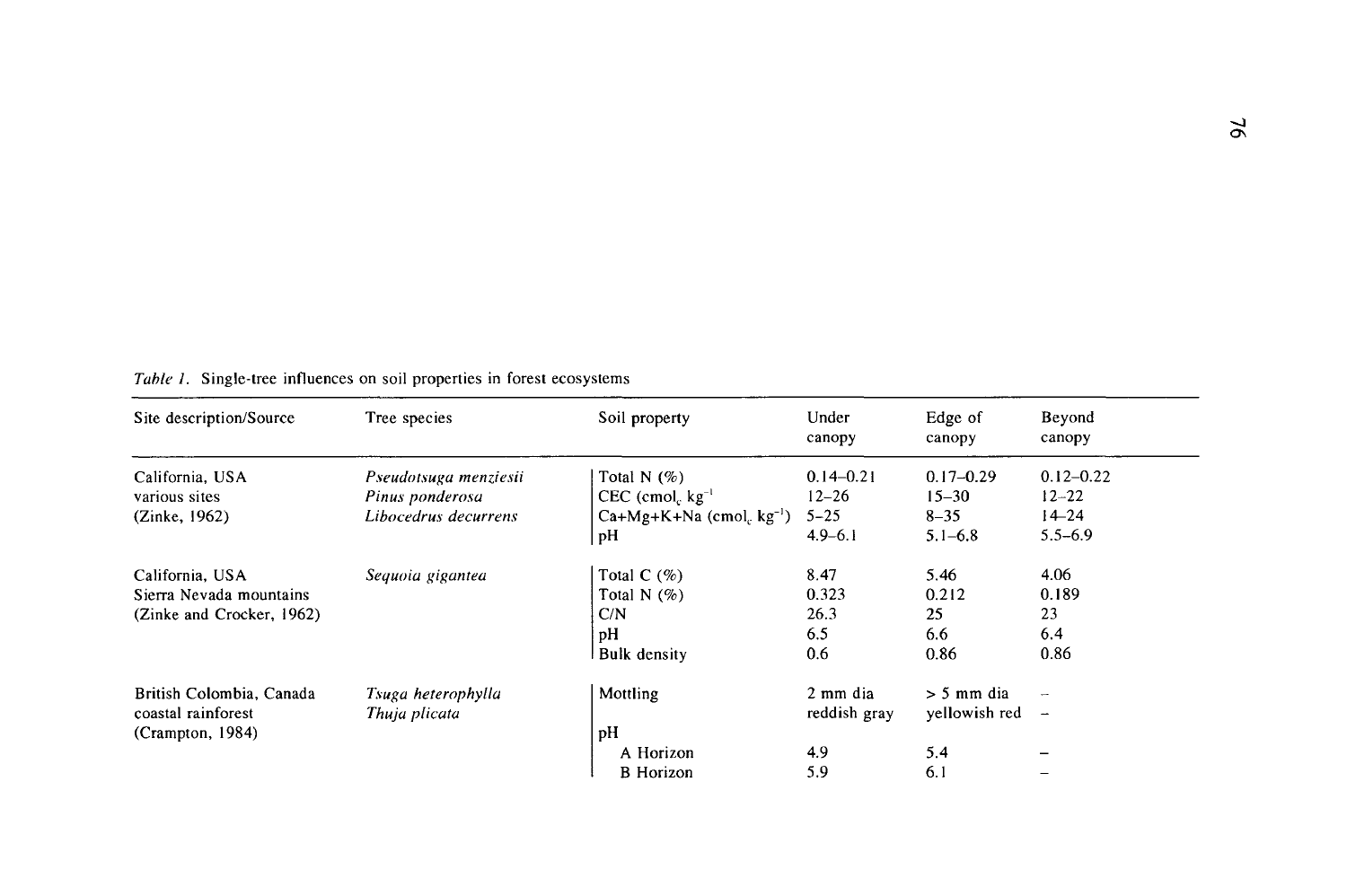*Table 1.* Single-tree influences on soil properties in forest ecosystems

| Site description/Source | Tree species | Soil property | Under canopy | Edge of canopy | Beyond canopy |
|---|---|---|---|---|---|
| California, USA | *Pseudotsuga menziesii* | Total N (%) | 0.14–0.21 | 0.17–0.29 | 0.12–0.22 |
| various sites | *Pinus ponderosa* | CEC ($cmol_c\ kg^{-1}$ | 12–26 | 15–30 | 12–22 |
| (Zinke, 1962) | *Libocedrus decurrens* | Ca+Mg+K+Na ($cmol_c\ kg^{-1}$) | 5–25 | 8–35 | 14–24 |
| | | pH | 4.9–6.1 | 5.1–6.8 | 5.5–6.9 |
| California, USA | *Sequoia gigantea* | Total C (%) | 8.47 | 5.46 | 4.06 |
| Sierra Nevada mountains | | Total N (%) | 0.323 | 0.212 | 0.189 |
| (Zinke and Crocker, 1962) | | C/N | 26.3 | 25 | 23 |
| | | pH | 6.5 | 6.6 | 6.4 |
| | | Bulk density | 0.6 | 0.86 | 0.86 |
| British Colombia, Canada | *Tsuga heterophylla* | Mottling | 2 mm dia | > 5 mm dia | – |
| coastal rainforest | *Thuja plicata* | | reddish gray | yellowish red | – |
| (Crampton, 1984) | | pH | | | |
| | | A Horizon | 4.9 | 5.4 | – |
| | | B Horizon | 5.9 | 6.1 | – |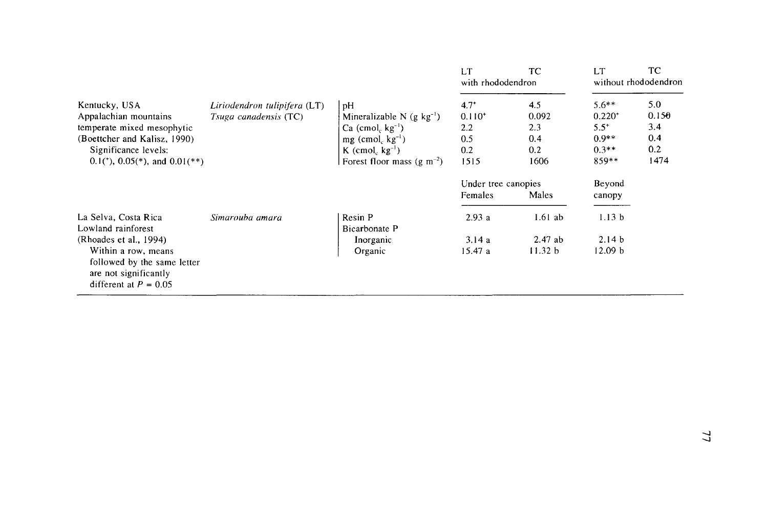| | | | LT | TC | LT | TC |
|---|---|---|---|---|---|---|
| | | | with rhododendron | | without rhododendron | |
| Kentucky, USA<br>Appalachian mountains<br>temperate mixed mesophytic<br>(Boettcher and Kalisz, 1990)<br>Significance levels:<br>0.1(+), 0.05(*), and 0.01(**) | *Liriodendron tulipifera* (LT)<br>*Tsuga canadensis* (TC) | pH | 4.7+ | 4.5 | 5.6** | 5.0 |
| | | Mineralizable N (g $kg^{-1}$) | 0.110+ | 0.092 | 0.220+ | 0.150 |
| | | Ca ($cmol_c$ $kg^{-1}$) | 2.2 | 2.3 | 5.5+ | 3.4 |
| | | mg ($cmol_c$ $kg^{-1}$) | 0.5 | 0.4 | 0.9** | 0.4 |
| | | K ($cmol_c$ $kg^{-1}$) | 0.2 | 0.2 | 0.3** | 0.2 |
| | | Forest floor mass (g $m^{-2}$) | 1515 | 1606 | 859** | 1474 |
| | | | Under tree canopies | | Beyond | |
| | | | Females | Males | canopy | |
| La Selva, Costa Rica<br>Lowland rainforest<br>(Rhoades et al., 1994)<br>Within a row, means followed by the same letter are not significantly different at $P = 0.05$ | *Simarouba amara* | Resin P | 2.93 a | 1.61 ab | 1.13 b | |
| | | Bicarbonate P | | | | |
| | | Inorganic | 3.14 a | 2.47 ab | 2.14 b | |
| | | Organic | 15.47 a | 11.32 b | 12.09 b | |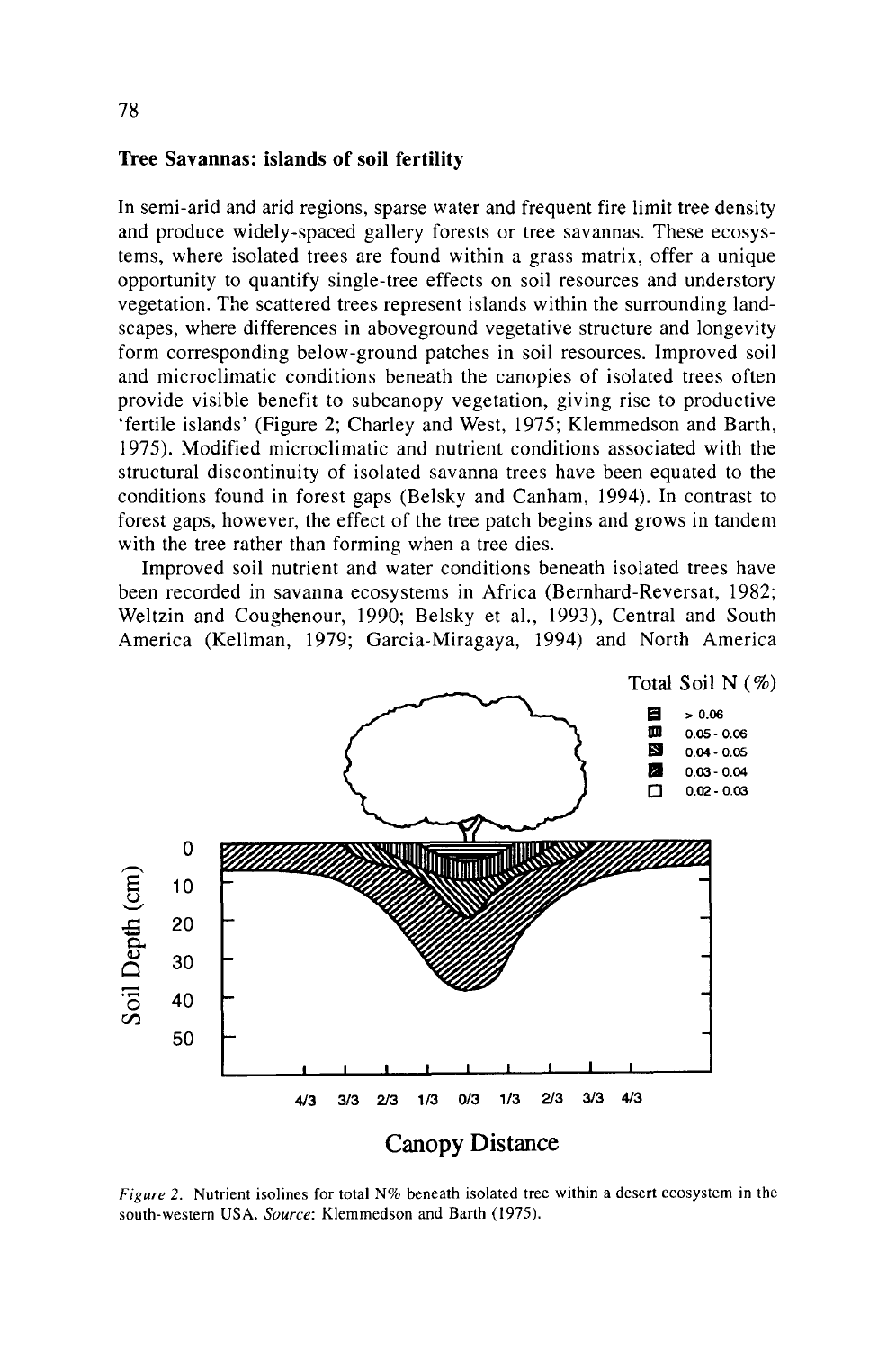## Tree Savannas: islands of soil fertility

In semi-arid and arid regions, sparse water and frequent fire limit tree density and produce widely-spaced gallery forests or tree savannas. These ecosystems, where isolated trees are found within a grass matrix, offer a unique opportunity to quantify single-tree effects on soil resources and understory vegetation. The scattered trees represent islands within the surrounding landscapes, where differences in aboveground vegetative structure and longevity form corresponding below-ground patches in soil resources. Improved soil and microclimatic conditions beneath the canopies of isolated trees often provide visible benefit to subcanopy vegetation, giving rise to productive 'fertile islands' (Figure 2; Charley and West, 1975; Klemmedson and Barth, 1975). Modified microclimatic and nutrient conditions associated with the structural discontinuity of isolated savanna trees have been equated to the conditions found in forest gaps (Belsky and Canham, 1994). In contrast to forest gaps, however, the effect of the tree patch begins and grows in tandem with the tree rather than forming when a tree dies.

Improved soil nutrient and water conditions beneath isolated trees have been recorded in savanna ecosystems in Africa (Bernhard-Reversat, 1982; Weltzin and Coughenour, 1990; Belsky et al., 1993), Central and South America (Kellman, 1979; Garcia-Miragaya, 1994) and North America

*Figure 2.* Nutrient isolines for total N% beneath isolated tree within a desert ecosystem in the south-western USA. *Source*: Klemmedson and Barth (1975).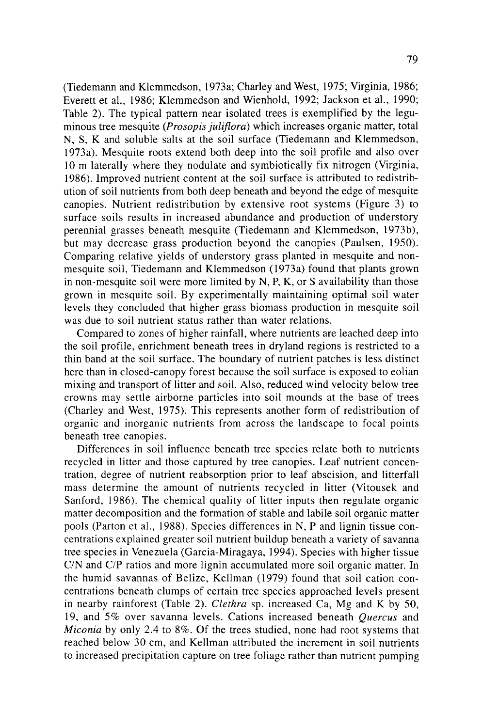(Tiedemann and Klemmedson, 1973a; Charley and West, 1975; Virginia, 1986; Everett et al., 1986; Klemmedson and Wienhold, 1992; Jackson et al., 1990; Table 2). The typical pattern near isolated trees is exemplified by the leguminous tree mesquite (*Prosopis juliflora*) which increases organic matter, total N, S, K and soluble salts at the soil surface (Tiedemann and Klemmedson, 1973a). Mesquite roots extend both deep into the soil profile and also over 10 m laterally where they nodulate and symbiotically fix nitrogen (Virginia, 1986). Improved nutrient content at the soil surface is attributed to redistribution of soil nutrients from both deep beneath and beyond the edge of mesquite canopies. Nutrient redistribution by extensive root systems (Figure 3) to surface soils results in increased abundance and production of understory perennial grasses beneath mesquite (Tiedemann and Klemmedson, 1973b), but may decrease grass production beyond the canopies (Paulsen, 1950). Comparing relative yields of understory grass planted in mesquite and non-mesquite soil, Tiedemann and Klemmedson (1973a) found that plants grown in non-mesquite soil were more limited by N, P, K, or S availability than those grown in mesquite soil. By experimentally maintaining optimal soil water levels they concluded that higher grass biomass production in mesquite soil was due to soil nutrient status rather than water relations.

Compared to zones of higher rainfall, where nutrients are leached deep into the soil profile, enrichment beneath trees in dryland regions is restricted to a thin band at the soil surface. The boundary of nutrient patches is less distinct here than in closed-canopy forest because the soil surface is exposed to eolian mixing and transport of litter and soil. Also, reduced wind velocity below tree crowns may settle airborne particles into soil mounds at the base of trees (Charley and West, 1975). This represents another form of redistribution of organic and inorganic nutrients from across the landscape to focal points beneath tree canopies.

Differences in soil influence beneath tree species relate both to nutrients recycled in litter and those captured by tree canopies. Leaf nutrient concentration, degree of nutrient reabsorption prior to leaf abscision, and litterfall mass determine the amount of nutrients recycled in litter (Vitousek and Sanford, 1986). The chemical quality of litter inputs then regulate organic matter decomposition and the formation of stable and labile soil organic matter pools (Parton et al., 1988). Species differences in N, P and lignin tissue concentrations explained greater soil nutrient buildup beneath a variety of savanna tree species in Venezuela (Garcia-Miragaya, 1994). Species with higher tissue C/N and C/P ratios and more lignin accumulated more soil organic matter. In the humid savannas of Belize, Kellman (1979) found that soil cation concentrations beneath clumps of certain tree species approached levels present in nearby rainforest (Table 2). *Clethra* sp. increased Ca, Mg and K by 50, 19, and 5% over savanna levels. Cations increased beneath *Quercus* and *Miconia* by only 2.4 to 8%. Of the trees studied, none had root systems that reached below 30 cm, and Kellman attributed the increment in soil nutrients to increased precipitation capture on tree foliage rather than nutrient pumping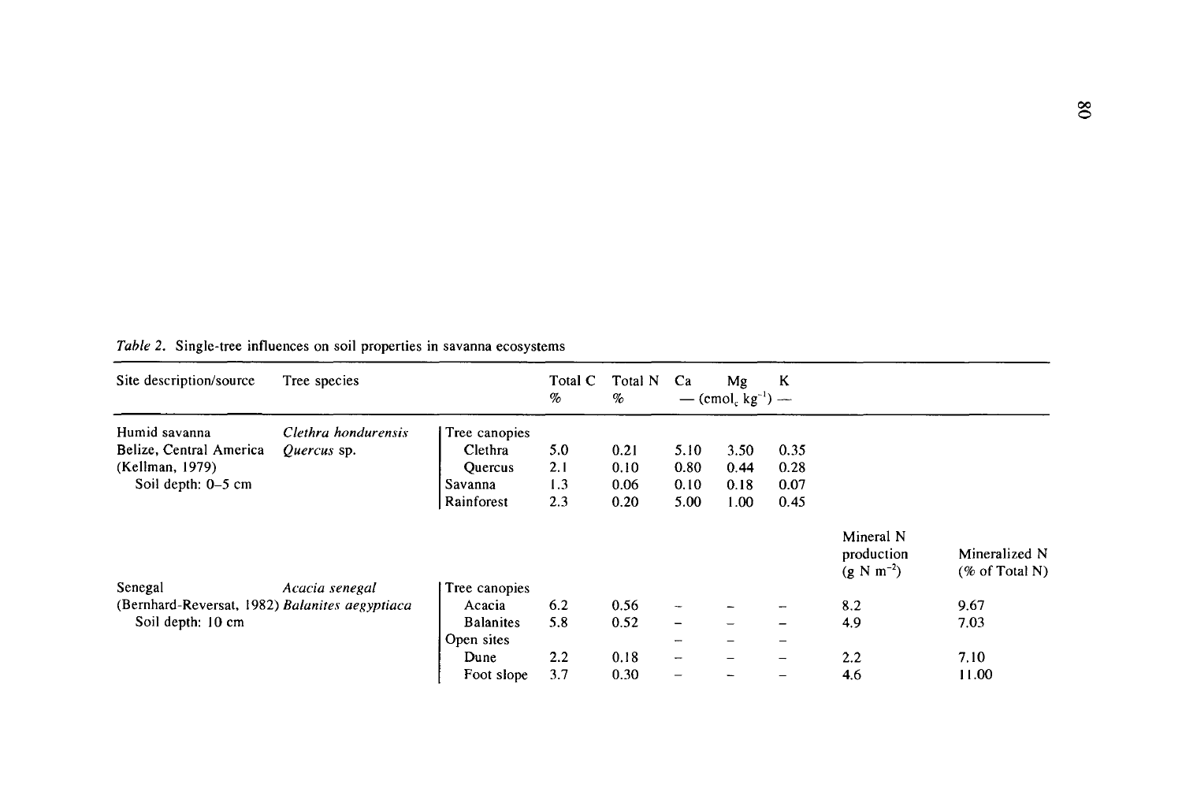*Table 2.* Single-tree influences on soil properties in savanna ecosystems

| Site description/source | Tree species | | Total C % | Total N % | Ca — ($cmol_c\ kg^{-1}$) — | Mg | K | | |
|---|---|---|---|---|---|---|---|---|---|
| Humid savanna | *Clethra hondurensis* | Tree canopies | | | | | | | |
| Belize, Central America | *Quercus* sp. | Clethra | 5.0 | 0.21 | 5.10 | 3.50 | 0.35 | | |
| (Kellman, 1979) | | Quercus | 2.1 | 0.10 | 0.80 | 0.44 | 0.28 | | |
| Soil depth: 0–5 cm | | Savanna | 1.3 | 0.06 | 0.10 | 0.18 | 0.07 | | |
| | | Rainforest | 2.3 | 0.20 | 5.00 | 1.00 | 0.45 | | |
| | | | | | | | | Mineral N production ($g\ N\ m^{-2}$) | Mineralized N (% of Total N) |
| Senegal | *Acacia senegal* | Tree canopies | | | | | | | |
| (Bernhard-Reversat, 1982) | *Balanites aegyptiaca* | Acacia | 6.2 | 0.56 | – | – | – | 8.2 | 9.67 |
| Soil depth: 10 cm | | Balanites | 5.8 | 0.52 | – | – | – | 4.9 | 7.03 |
| | | Open sites | | | – | – | – | | |
| | | Dune | 2.2 | 0.18 | – | – | – | 2.2 | 7.10 |
| | | Foot slope | 3.7 | 0.30 | – | – | – | 4.6 | 11.00 |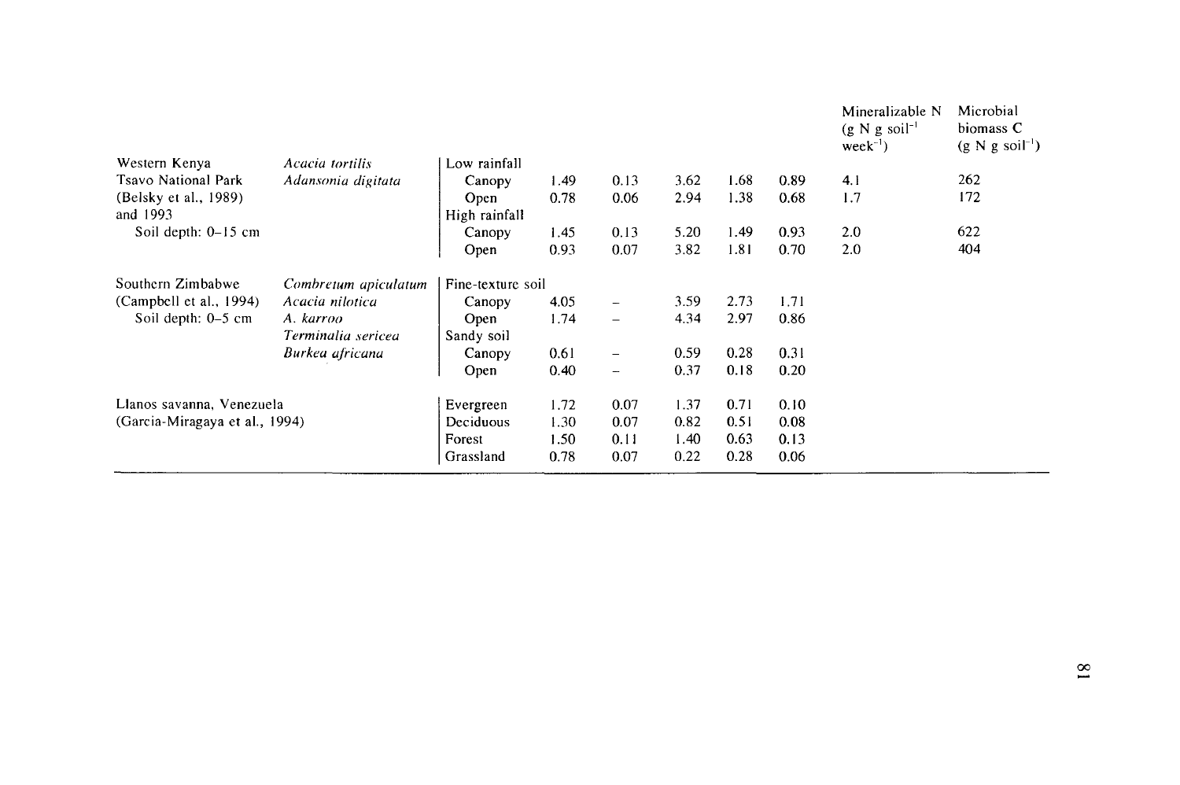| | | | | | | | | Mineralizable N (g N g soil$^{-1}$ week$^{-1}$) | Microbial biomass C (g N g soil$^{-1}$) |
|---|---|---|---|---|---|---|---|---|---|
| Western Kenya | *Acacia tortilis* | Low rainfall | | | | | | | |
| Tsavo National Park | *Adansonia digitata* | Canopy | 1.49 | 0.13 | 3.62 | 1.68 | 0.89 | 4.1 | 262 |
| (Belsky et al., 1989) | | Open | 0.78 | 0.06 | 2.94 | 1.38 | 0.68 | 1.7 | 172 |
| and 1993 | | High rainfall | | | | | | | |
| Soil depth: 0–15 cm | | Canopy | 1.45 | 0.13 | 5.20 | 1.49 | 0.93 | 2.0 | 622 |
| | | Open | 0.93 | 0.07 | 3.82 | 1.81 | 0.70 | 2.0 | 404 |
| Southern Zimbabwe | *Combretum apiculatum* | Fine-texture soil | | | | | | | |
| (Campbell et al., 1994) | *Acacia nilotica* | Canopy | 4.05 | – | 3.59 | 2.73 | 1.71 | | |
| Soil depth: 0–5 cm | *A. karroo* | Open | 1.74 | – | 4.34 | 2.97 | 0.86 | | |
| | *Terminalia sericea* | Sandy soil | | | | | | | |
| | *Burkea africana* | Canopy | 0.61 | – | 0.59 | 0.28 | 0.31 | | |
| | | Open | 0.40 | – | 0.37 | 0.18 | 0.20 | | |
| Llanos savanna, Venezuela | | Evergreen | 1.72 | 0.07 | 1.37 | 0.71 | 0.10 | | |
| (Garcia-Miragaya et al., 1994) | | Deciduous | 1.30 | 0.07 | 0.82 | 0.51 | 0.08 | | |
| | | Forest | 1.50 | 0.11 | 1.40 | 0.63 | 0.13 | | |
| | | Grassland | 0.78 | 0.07 | 0.22 | 0.28 | 0.06 | | |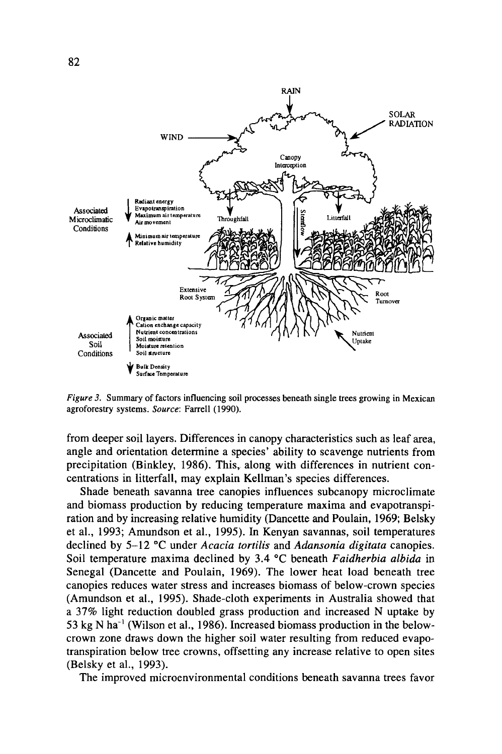*Figure 3.* Summary of factors influencing soil processes beneath single trees growing in Mexican agroforestry systems. *Source*: Farrell (1990).

from deeper soil layers. Differences in canopy characteristics such as leaf area, angle and orientation determine a species' ability to scavenge nutrients from precipitation (Binkley, 1986). This, along with differences in nutrient concentrations in litterfall, may explain Kellman's species differences.

Shade beneath savanna tree canopies influences subcanopy microclimate and biomass production by reducing temperature maxima and evapotranspiration and by increasing relative humidity (Dancette and Poulain, 1969; Belsky et al., 1993; Amundson et al., 1995). In Kenyan savannas, soil temperatures declined by 5–12 °C under *Acacia tortilis* and *Adansonia digitata* canopies. Soil temperature maxima declined by 3.4 °C beneath *Faidherbia albida* in Senegal (Dancette and Poulain, 1969). The lower heat load beneath tree canopies reduces water stress and increases biomass of below-crown species (Amundson et al., 1995). Shade-cloth experiments in Australia showed that a 37% light reduction doubled grass production and increased N uptake by 53 kg N $ha^{-1}$ (Wilson et al., 1986). Increased biomass production in the below-crown zone draws down the higher soil water resulting from reduced evapotranspiration below tree crowns, offsetting any increase relative to open sites (Belsky et al., 1993).

The improved microenvironmental conditions beneath savanna trees favor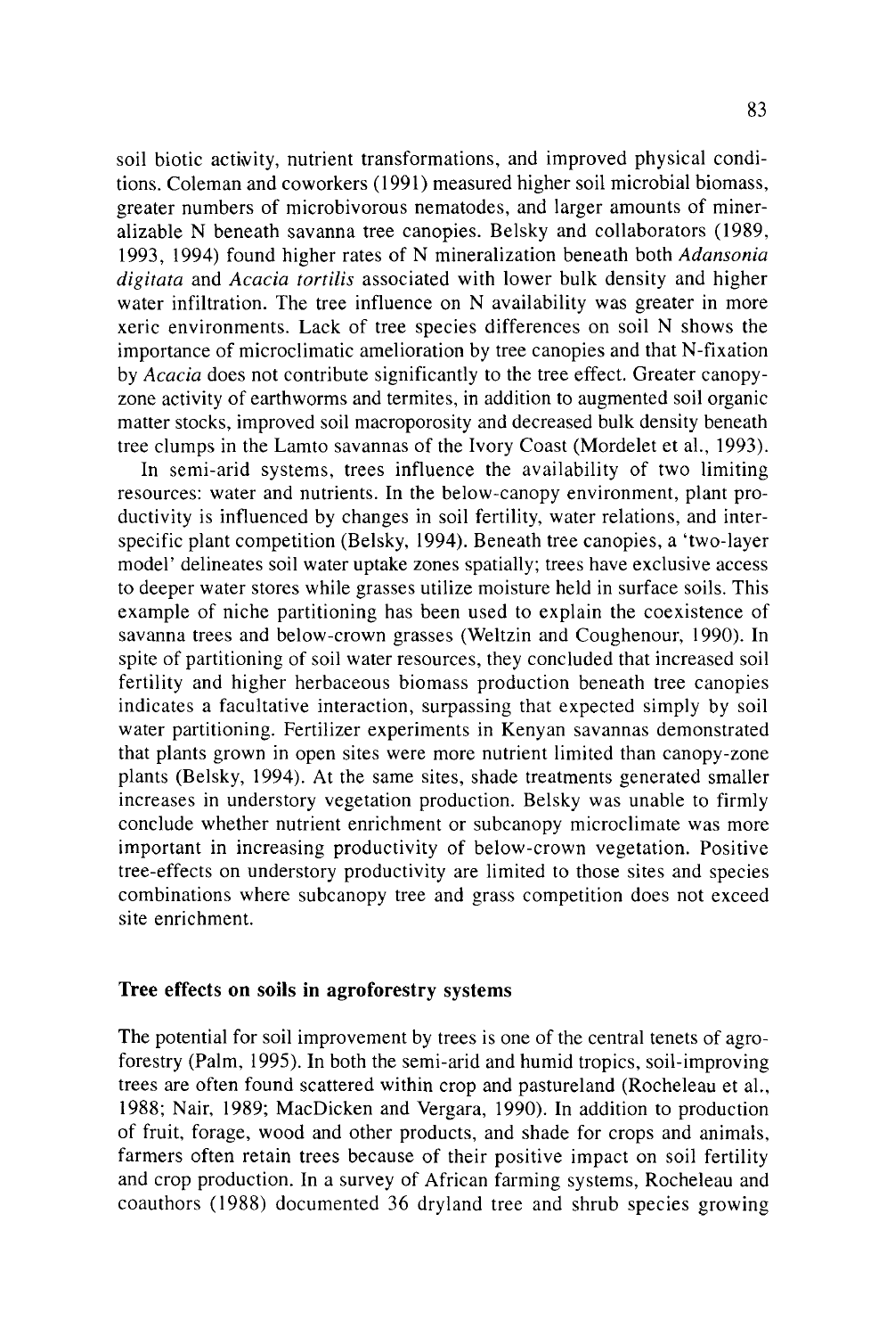soil biotic activity, nutrient transformations, and improved physical conditions. Coleman and coworkers (1991) measured higher soil microbial biomass, greater numbers of microbivorous nematodes, and larger amounts of mineralizable N beneath savanna tree canopies. Belsky and collaborators (1989, 1993, 1994) found higher rates of N mineralization beneath both *Adansonia digitata* and *Acacia tortilis* associated with lower bulk density and higher water infiltration. The tree influence on N availability was greater in more xeric environments. Lack of tree species differences on soil N shows the importance of microclimatic amelioration by tree canopies and that N-fixation by *Acacia* does not contribute significantly to the tree effect. Greater canopy-zone activity of earthworms and termites, in addition to augmented soil organic matter stocks, improved soil macroporosity and decreased bulk density beneath tree clumps in the Lamto savannas of the Ivory Coast (Mordelet et al., 1993).

In semi-arid systems, trees influence the availability of two limiting resources: water and nutrients. In the below-canopy environment, plant productivity is influenced by changes in soil fertility, water relations, and inter-specific plant competition (Belsky, 1994). Beneath tree canopies, a 'two-layer model' delineates soil water uptake zones spatially; trees have exclusive access to deeper water stores while grasses utilize moisture held in surface soils. This example of niche partitioning has been used to explain the coexistence of savanna trees and below-crown grasses (Weltzin and Coughenour, 1990). In spite of partitioning of soil water resources, they concluded that increased soil fertility and higher herbaceous biomass production beneath tree canopies indicates a facultative interaction, surpassing that expected simply by soil water partitioning. Fertilizer experiments in Kenyan savannas demonstrated that plants grown in open sites were more nutrient limited than canopy-zone plants (Belsky, 1994). At the same sites, shade treatments generated smaller increases in understory vegetation production. Belsky was unable to firmly conclude whether nutrient enrichment or subcanopy microclimate was more important in increasing productivity of below-crown vegetation. Positive tree-effects on understory productivity are limited to those sites and species combinations where subcanopy tree and grass competition does not exceed site enrichment.

## Tree effects on soils in agroforestry systems

The potential for soil improvement by trees is one of the central tenets of agroforestry (Palm, 1995). In both the semi-arid and humid tropics, soil-improving trees are often found scattered within crop and pastureland (Rocheleau et al., 1988; Nair, 1989; MacDicken and Vergara, 1990). In addition to production of fruit, forage, wood and other products, and shade for crops and animals, farmers often retain trees because of their positive impact on soil fertility and crop production. In a survey of African farming systems, Rocheleau and coauthors (1988) documented 36 dryland tree and shrub species growing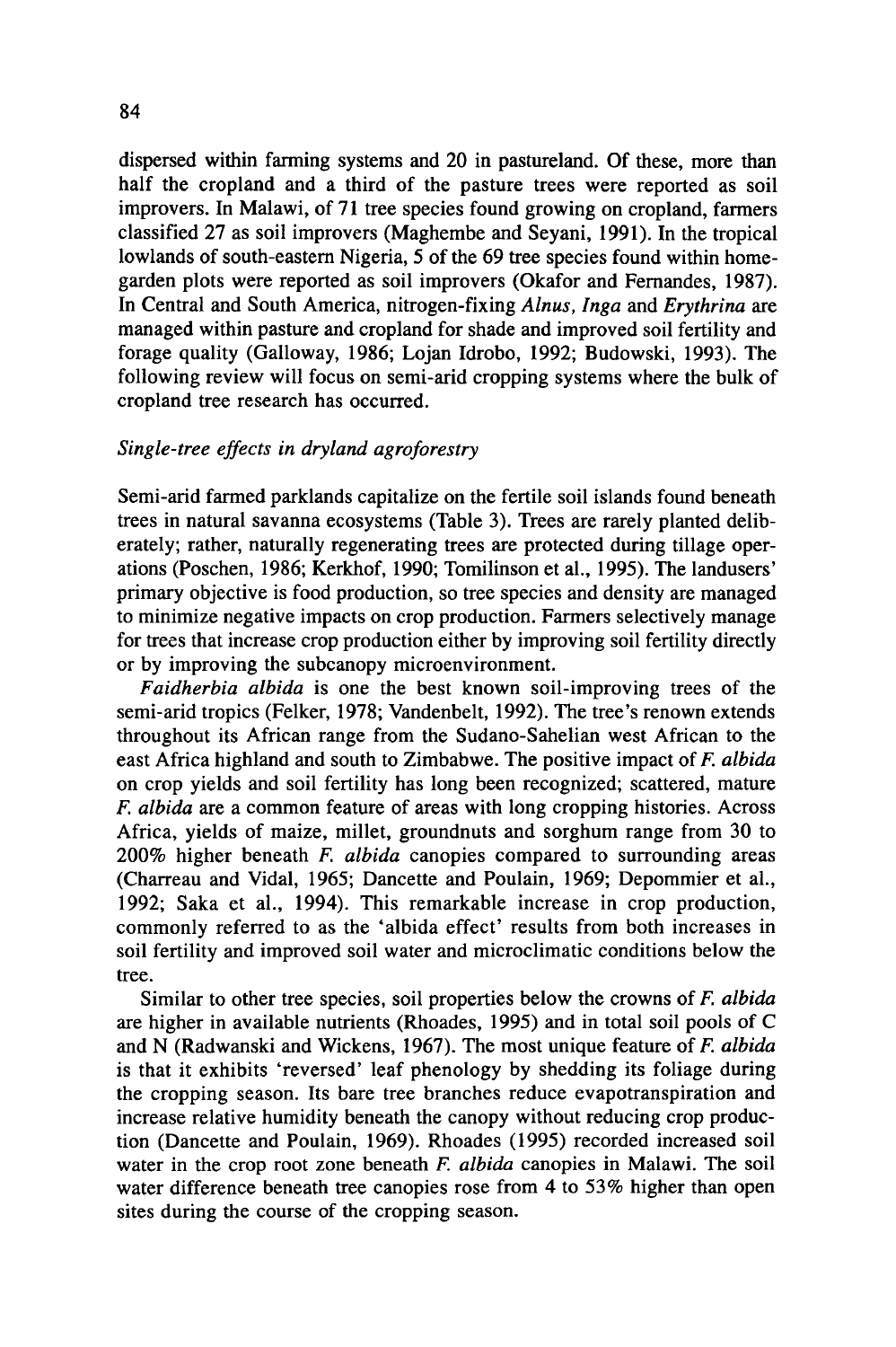dispersed within farming systems and 20 in pastureland. Of these, more than half the cropland and a third of the pasture trees were reported as soil improvers. In Malawi, of 71 tree species found growing on cropland, farmers classified 27 as soil improvers (Maghembe and Seyani, 1991). In the tropical lowlands of south-eastern Nigeria, 5 of the 69 tree species found within home-garden plots were reported as soil improvers (Okafor and Fernandes, 1987). In Central and South America, nitrogen-fixing *Alnus, Inga* and *Erythrina* are managed within pasture and cropland for shade and improved soil fertility and forage quality (Galloway, 1986; Lojan Idrobo, 1992; Budowski, 1993). The following review will focus on semi-arid cropping systems where the bulk of cropland tree research has occurred.

*Single-tree effects in dryland agroforestry*

Semi-arid farmed parklands capitalize on the fertile soil islands found beneath trees in natural savanna ecosystems (Table 3). Trees are rarely planted deliberately; rather, naturally regenerating trees are protected during tillage operations (Poschen, 1986; Kerkhof, 1990; Tomilinson et al., 1995). The landusers' primary objective is food production, so tree species and density are managed to minimize negative impacts on crop production. Farmers selectively manage for trees that increase crop production either by improving soil fertility directly or by improving the subcanopy microenvironment.

*Faidherbia albida* is one the best known soil-improving trees of the semi-arid tropics (Felker, 1978; Vandenbelt, 1992). The tree's renown extends throughout its African range from the Sudano-Sahelian west African to the east Africa highland and south to Zimbabwe. The positive impact of *F. albida* on crop yields and soil fertility has long been recognized; scattered, mature *F. albida* are a common feature of areas with long cropping histories. Across Africa, yields of maize, millet, groundnuts and sorghum range from 30 to 200% higher beneath *F. albida* canopies compared to surrounding areas (Charreau and Vidal, 1965; Dancette and Poulain, 1969; Depommier et al., 1992; Saka et al., 1994). This remarkable increase in crop production, commonly referred to as the 'albida effect' results from both increases in soil fertility and improved soil water and microclimatic conditions below the tree.

Similar to other tree species, soil properties below the crowns of *F. albida* are higher in available nutrients (Rhoades, 1995) and in total soil pools of C and N (Radwanski and Wickens, 1967). The most unique feature of *F. albida* is that it exhibits 'reversed' leaf phenology by shedding its foliage during the cropping season. Its bare tree branches reduce evapotranspiration and increase relative humidity beneath the canopy without reducing crop production (Dancette and Poulain, 1969). Rhoades (1995) recorded increased soil water in the crop root zone beneath *F. albida* canopies in Malawi. The soil water difference beneath tree canopies rose from 4 to 53% higher than open sites during the course of the cropping season.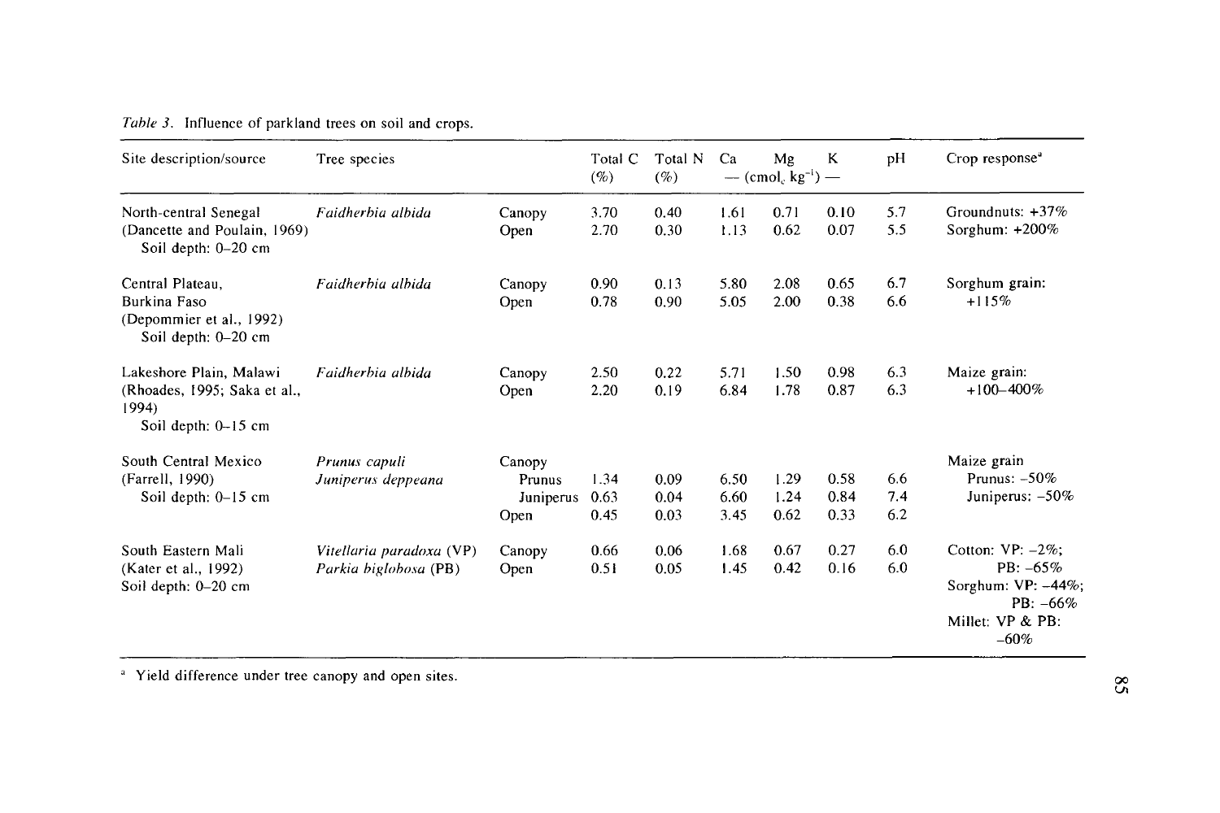*Table 3*. Influence of parkland trees on soil and crops.

| Site description/source | Tree species | | Total C (%) | Total N (%) | Ca | Mg | K | pH | Crop response[a] |
|---|---|---|---|---|---|---|---|---|---|
| | | | | | — (cmol$_c$ kg$^{-1}$) — | | | | |
| North-central Senegal (Dancette and Poulain, 1969) Soil depth: 0–20 cm | *Faidherbia albida* | Canopy | 3.70 | 0.40 | 1.61 | 0.71 | 0.10 | 5.7 | Groundnuts: +37% |
| | | Open | 2.70 | 0.30 | 1.13 | 0.62 | 0.07 | 5.5 | Sorghum: +200% |
| Central Plateau, Burkina Faso (Depommier et al., 1992) Soil depth: 0–20 cm | *Faidherbia albida* | Canopy | 0.90 | 0.13 | 5.80 | 2.08 | 0.65 | 6.7 | Sorghum grain: +115% |
| | | Open | 0.78 | 0.90 | 5.05 | 2.00 | 0.38 | 6.6 | |
| Lakeshore Plain, Malawi (Rhoades, 1995; Saka et al., 1994) Soil depth: 0–15 cm | *Faidherbia albida* | Canopy | 2.50 | 0.22 | 5.71 | 1.50 | 0.98 | 6.3 | Maize grain: +100–400% |
| | | Open | 2.20 | 0.19 | 6.84 | 1.78 | 0.87 | 6.3 | |
| South Central Mexico (Farrell, 1990) Soil depth: 0–15 cm | *Prunus capuli* *Juniperus deppeana* | Canopy | | | | | | | Maize grain |
| | | Prunus | 1.34 | 0.09 | 6.50 | 1.29 | 0.58 | 6.6 | Prunus: –50% |
| | | Juniperus | 0.63 | 0.04 | 6.60 | 1.24 | 0.84 | 7.4 | Juniperus: –50% |
| | | Open | 0.45 | 0.03 | 3.45 | 0.62 | 0.33 | 6.2 | |
| South Eastern Mali (Kater et al., 1992) Soil depth: 0–20 cm | *Vitellaria paradoxa* (VP) *Parkia biglobosa* (PB) | Canopy | 0.66 | 0.06 | 1.68 | 0.67 | 0.27 | 6.0 | Cotton: VP: –2%; PB: –65% Sorghum: VP: –44%; PB: –66% Millet: VP & PB: –60% |
| | | Open | 0.51 | 0.05 | 1.45 | 0.42 | 0.16 | 6.0 | |

[a] Yield difference under tree canopy and open sites.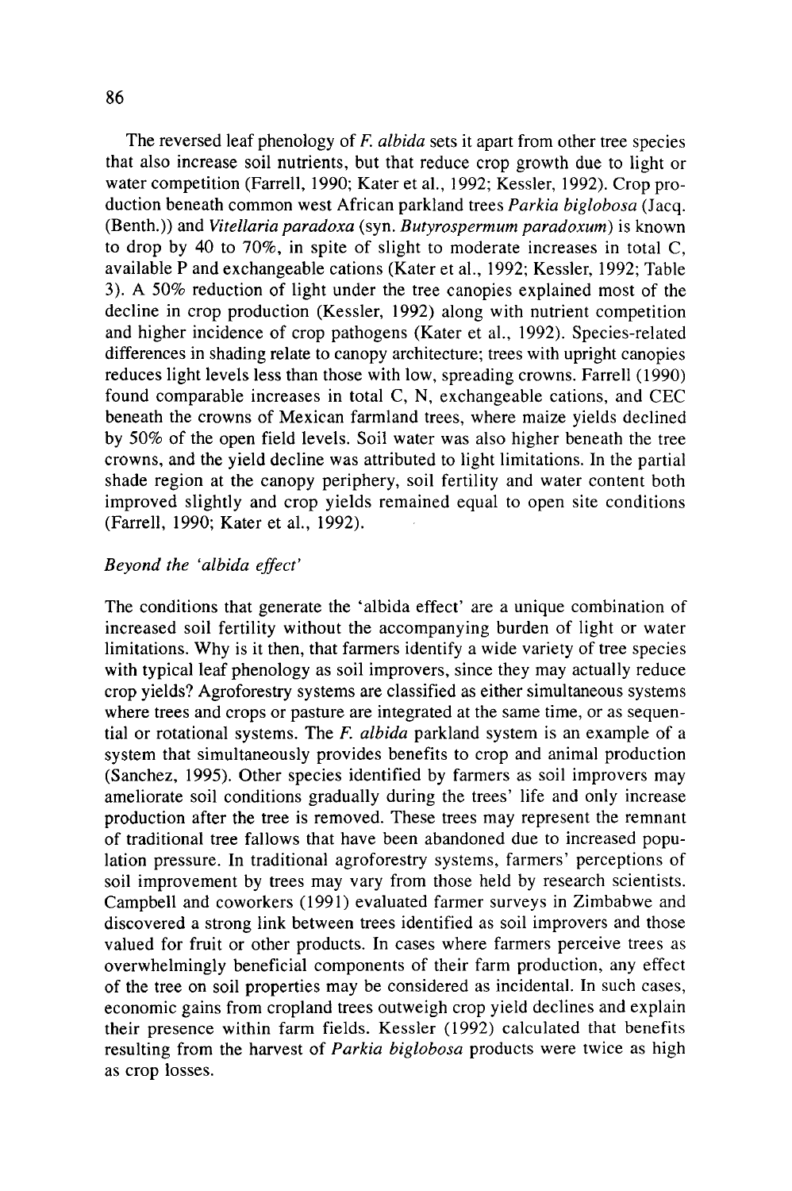The reversed leaf phenology of *F. albida* sets it apart from other tree species that also increase soil nutrients, but that reduce crop growth due to light or water competition (Farrell, 1990; Kater et al., 1992; Kessler, 1992). Crop production beneath common west African parkland trees *Parkia biglobosa* (Jacq. (Benth.)) and *Vitellaria paradoxa* (syn. *Butyrospermum paradoxum*) is known to drop by 40 to 70%, in spite of slight to moderate increases in total C, available P and exchangeable cations (Kater et al., 1992; Kessler, 1992; Table 3). A 50% reduction of light under the tree canopies explained most of the decline in crop production (Kessler, 1992) along with nutrient competition and higher incidence of crop pathogens (Kater et al., 1992). Species-related differences in shading relate to canopy architecture; trees with upright canopies reduces light levels less than those with low, spreading crowns. Farrell (1990) found comparable increases in total C, N, exchangeable cations, and CEC beneath the crowns of Mexican farmland trees, where maize yields declined by 50% of the open field levels. Soil water was also higher beneath the tree crowns, and the yield decline was attributed to light limitations. In the partial shade region at the canopy periphery, soil fertility and water content both improved slightly and crop yields remained equal to open site conditions (Farrell, 1990; Kater et al., 1992).

### *Beyond the 'albida effect'*

The conditions that generate the 'albida effect' are a unique combination of increased soil fertility without the accompanying burden of light or water limitations. Why is it then, that farmers identify a wide variety of tree species with typical leaf phenology as soil improvers, since they may actually reduce crop yields? Agroforestry systems are classified as either simultaneous systems where trees and crops or pasture are integrated at the same time, or as sequential or rotational systems. The *F. albida* parkland system is an example of a system that simultaneously provides benefits to crop and animal production (Sanchez, 1995). Other species identified by farmers as soil improvers may ameliorate soil conditions gradually during the trees' life and only increase production after the tree is removed. These trees may represent the remnant of traditional tree fallows that have been abandoned due to increased population pressure. In traditional agroforestry systems, farmers' perceptions of soil improvement by trees may vary from those held by research scientists. Campbell and coworkers (1991) evaluated farmer surveys in Zimbabwe and discovered a strong link between trees identified as soil improvers and those valued for fruit or other products. In cases where farmers perceive trees as overwhelmingly beneficial components of their farm production, any effect of the tree on soil properties may be considered as incidental. In such cases, economic gains from cropland trees outweigh crop yield declines and explain their presence within farm fields. Kessler (1992) calculated that benefits resulting from the harvest of *Parkia biglobosa* products were twice as high as crop losses.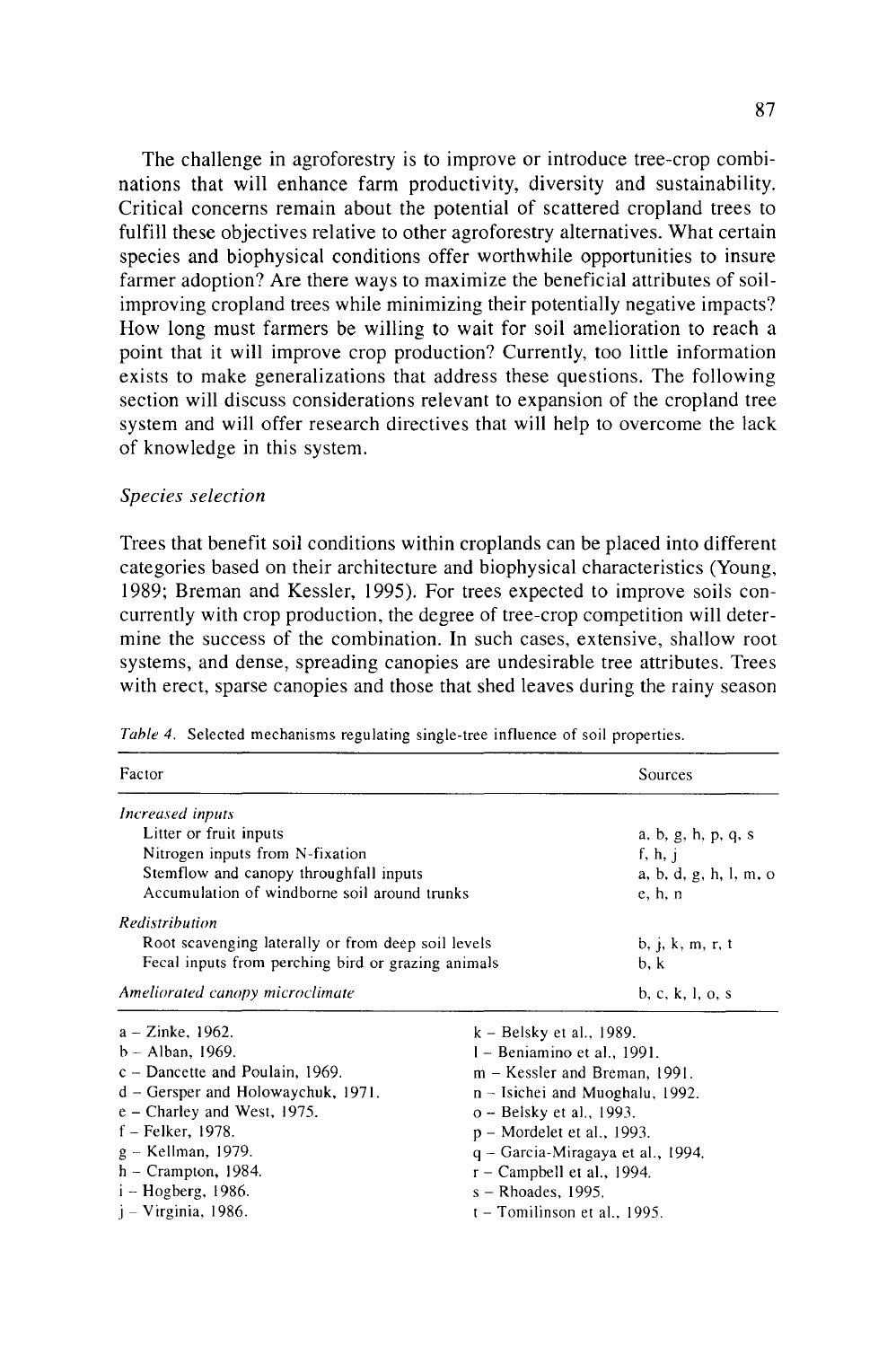The challenge in agroforestry is to improve or introduce tree-crop combinations that will enhance farm productivity, diversity and sustainability. Critical concerns remain about the potential of scattered cropland trees to fulfill these objectives relative to other agroforestry alternatives. What certain species and biophysical conditions offer worthwhile opportunities to insure farmer adoption? Are there ways to maximize the beneficial attributes of soil-improving cropland trees while minimizing their potentially negative impacts? How long must farmers be willing to wait for soil amelioration to reach a point that it will improve crop production? Currently, too little information exists to make generalizations that address these questions. The following section will discuss considerations relevant to expansion of the cropland tree system and will offer research directives that will help to overcome the lack of knowledge in this system.

### *Species selection*

Trees that benefit soil conditions within croplands can be placed into different categories based on their architecture and biophysical characteristics (Young, 1989; Breman and Kessler, 1995). For trees expected to improve soils concurrently with crop production, the degree of tree-crop competition will determine the success of the combination. In such cases, extensive, shallow root systems, and dense, spreading canopies are undesirable tree attributes. Trees with erect, sparse canopies and those that shed leaves during the rainy season

*Table 4.* Selected mechanisms regulating single-tree influence of soil properties.

| Factor | Sources |
|---|---|
| *Increased inputs* | |
| Litter or fruit inputs | a, b, g, h, p, q, s |
| Nitrogen inputs from N-fixation | f, h, j |
| Stemflow and canopy throughfall inputs | a, b, d, g, h, l, m, o |
| Accumulation of windborne soil around trunks | e, h, n |
| *Redistribution* | |
| Root scavenging laterally or from deep soil levels | b, j, k, m, r, t |
| Fecal inputs from perching bird or grazing animals | b, k |
| *Ameliorated canopy microclimate* | b, c, k, l, o, s |

a – Zinke, 1962.
b – Alban, 1969.
c – Dancette and Poulain, 1969.
d – Gersper and Holowaychuk, 1971.
e – Charley and West, 1975.
f – Felker, 1978.
g – Kellman, 1979.
h – Crampton, 1984.
i – Hogberg, 1986.
j – Virginia, 1986.
k – Belsky et al., 1989.
l – Beniamino et al., 1991.
m – Kessler and Breman, 1991.
n – Isichei and Muoghalu, 1992.
o – Belsky et al., 1993.
p – Mordelet et al., 1993.
q – Garcia-Miragaya et al., 1994.
r – Campbell et al., 1994.
s – Rhoades, 1995.
t – Tomilinson et al., 1995.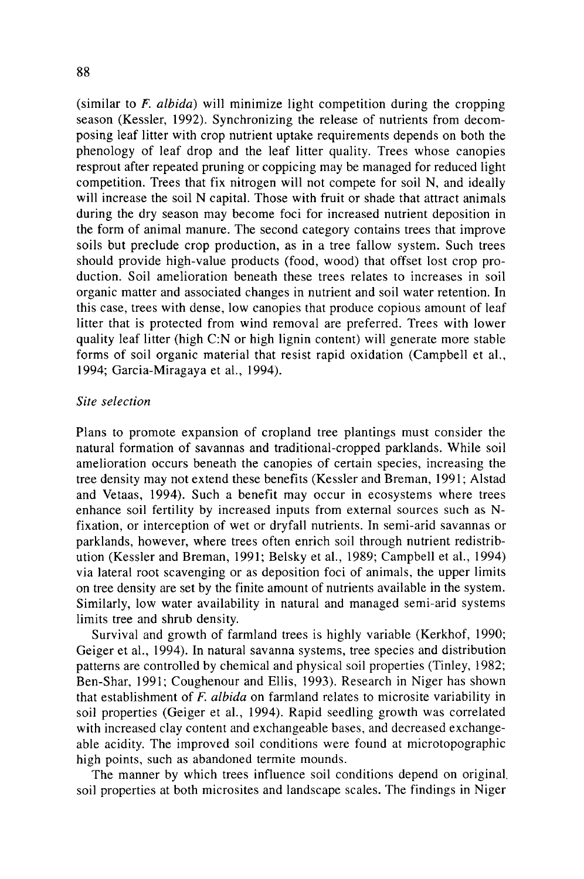(similar to *F. albida*) will minimize light competition during the cropping season (Kessler, 1992). Synchronizing the release of nutrients from decomposing leaf litter with crop nutrient uptake requirements depends on both the phenology of leaf drop and the leaf litter quality. Trees whose canopies resprout after repeated pruning or coppicing may be managed for reduced light competition. Trees that fix nitrogen will not compete for soil N, and ideally will increase the soil N capital. Those with fruit or shade that attract animals during the dry season may become foci for increased nutrient deposition in the form of animal manure. The second category contains trees that improve soils but preclude crop production, as in a tree fallow system. Such trees should provide high-value products (food, wood) that offset lost crop production. Soil amelioration beneath these trees relates to increases in soil organic matter and associated changes in nutrient and soil water retention. In this case, trees with dense, low canopies that produce copious amount of leaf litter that is protected from wind removal are preferred. Trees with lower quality leaf litter (high C:N or high lignin content) will generate more stable forms of soil organic material that resist rapid oxidation (Campbell et al., 1994; Garcia-Miragaya et al., 1994).

### *Site selection*

Plans to promote expansion of cropland tree plantings must consider the natural formation of savannas and traditional-cropped parklands. While soil amelioration occurs beneath the canopies of certain species, increasing the tree density may not extend these benefits (Kessler and Breman, 1991; Alstad and Vetaas, 1994). Such a benefit may occur in ecosystems where trees enhance soil fertility by increased inputs from external sources such as N-fixation, or interception of wet or dryfall nutrients. In semi-arid savannas or parklands, however, where trees often enrich soil through nutrient redistribution (Kessler and Breman, 1991; Belsky et al., 1989; Campbell et al., 1994) via lateral root scavenging or as deposition foci of animals, the upper limits on tree density are set by the finite amount of nutrients available in the system. Similarly, low water availability in natural and managed semi-arid systems limits tree and shrub density.

Survival and growth of farmland trees is highly variable (Kerkhof, 1990; Geiger et al., 1994). In natural savanna systems, tree species and distribution patterns are controlled by chemical and physical soil properties (Tinley, 1982; Ben-Shar, 1991; Coughenour and Ellis, 1993). Research in Niger has shown that establishment of *F. albida* on farmland relates to microsite variability in soil properties (Geiger et al., 1994). Rapid seedling growth was correlated with increased clay content and exchangeable bases, and decreased exchangeable acidity. The improved soil conditions were found at microtopographic high points, such as abandoned termite mounds.

The manner by which trees influence soil conditions depend on original soil properties at both microsites and landscape scales. The findings in Niger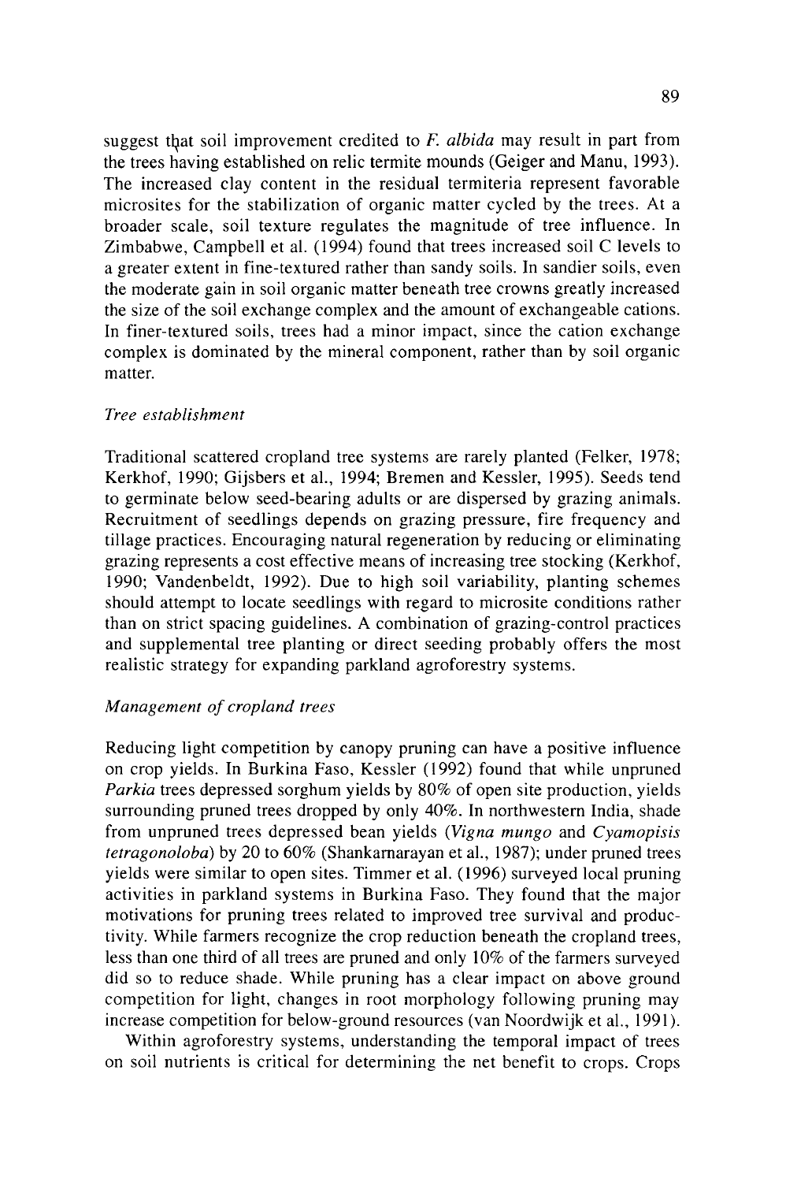suggest that soil improvement credited to *F. albida* may result in part from the trees having established on relic termite mounds (Geiger and Manu, 1993). The increased clay content in the residual termiteria represent favorable microsites for the stabilization of organic matter cycled by the trees. At a broader scale, soil texture regulates the magnitude of tree influence. In Zimbabwe, Campbell et al. (1994) found that trees increased soil C levels to a greater extent in fine-textured rather than sandy soils. In sandier soils, even the moderate gain in soil organic matter beneath tree crowns greatly increased the size of the soil exchange complex and the amount of exchangeable cations. In finer-textured soils, trees had a minor impact, since the cation exchange complex is dominated by the mineral component, rather than by soil organic matter.

### *Tree establishment*

Traditional scattered cropland tree systems are rarely planted (Felker, 1978; Kerkhof, 1990; Gijsbers et al., 1994; Bremen and Kessler, 1995). Seeds tend to germinate below seed-bearing adults or are dispersed by grazing animals. Recruitment of seedlings depends on grazing pressure, fire frequency and tillage practices. Encouraging natural regeneration by reducing or eliminating grazing represents a cost effective means of increasing tree stocking (Kerkhof, 1990; Vandenbeldt, 1992). Due to high soil variability, planting schemes should attempt to locate seedlings with regard to microsite conditions rather than on strict spacing guidelines. A combination of grazing-control practices and supplemental tree planting or direct seeding probably offers the most realistic strategy for expanding parkland agroforestry systems.

### *Management of cropland trees*

Reducing light competition by canopy pruning can have a positive influence on crop yields. In Burkina Faso, Kessler (1992) found that while unpruned *Parkia* trees depressed sorghum yields by 80% of open site production, yields surrounding pruned trees dropped by only 40%. In northwestern India, shade from unpruned trees depressed bean yields (*Vigna mungo* and *Cyamopisis tetragonoloba*) by 20 to 60% (Shankarnarayan et al., 1987); under pruned trees yields were similar to open sites. Timmer et al. (1996) surveyed local pruning activities in parkland systems in Burkina Faso. They found that the major motivations for pruning trees related to improved tree survival and productivity. While farmers recognize the crop reduction beneath the cropland trees, less than one third of all trees are pruned and only 10% of the farmers surveyed did so to reduce shade. While pruning has a clear impact on above ground competition for light, changes in root morphology following pruning may increase competition for below-ground resources (van Noordwijk et al., 1991).

Within agroforestry systems, understanding the temporal impact of trees on soil nutrients is critical for determining the net benefit to crops. Crops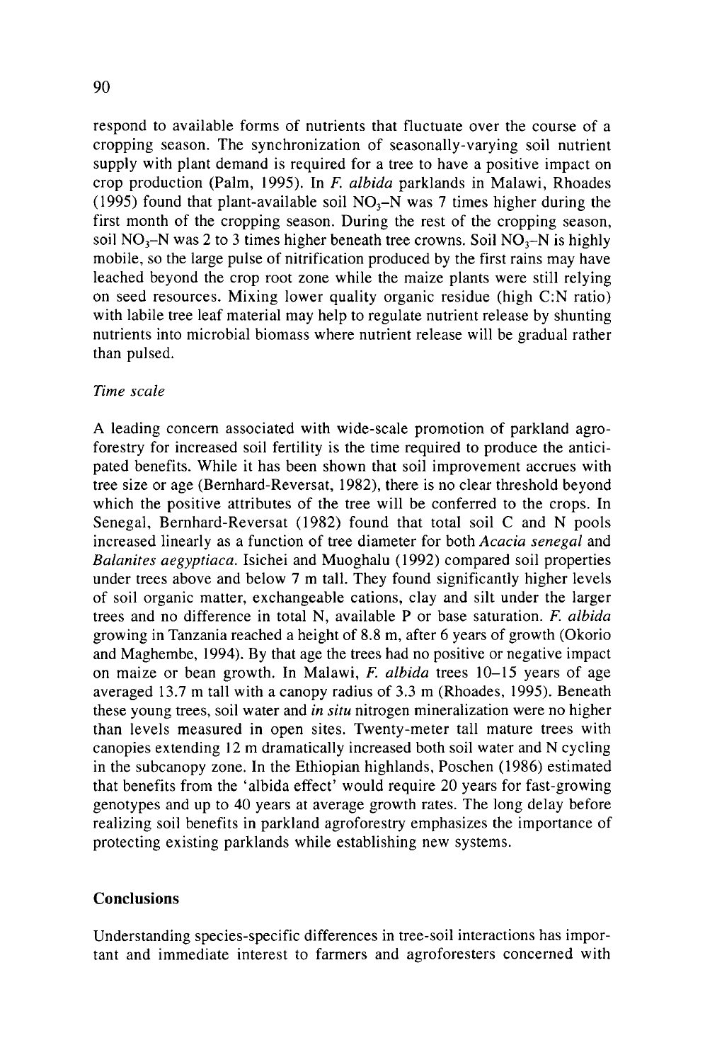respond to available forms of nutrients that fluctuate over the course of a cropping season. The synchronization of seasonally-varying soil nutrient supply with plant demand is required for a tree to have a positive impact on crop production (Palm, 1995). In *F. albida* parklands in Malawi, Rhoades (1995) found that plant-available soil $NO_3$–N was 7 times higher during the first month of the cropping season. During the rest of the cropping season, soil $NO_3$–N was 2 to 3 times higher beneath tree crowns. Soil $NO_3$–N is highly mobile, so the large pulse of nitrification produced by the first rains may have leached beyond the crop root zone while the maize plants were still relying on seed resources. Mixing lower quality organic residue (high C:N ratio) with labile tree leaf material may help to regulate nutrient release by shunting nutrients into microbial biomass where nutrient release will be gradual rather than pulsed.

*Time scale*

A leading concern associated with wide-scale promotion of parkland agroforestry for increased soil fertility is the time required to produce the anticipated benefits. While it has been shown that soil improvement accrues with tree size or age (Bernhard-Reversat, 1982), there is no clear threshold beyond which the positive attributes of the tree will be conferred to the crops. In Senegal, Bernhard-Reversat (1982) found that total soil C and N pools increased linearly as a function of tree diameter for both *Acacia senegal* and *Balanites aegyptiaca*. Isichei and Muoghalu (1992) compared soil properties under trees above and below 7 m tall. They found significantly higher levels of soil organic matter, exchangeable cations, clay and silt under the larger trees and no difference in total N, available P or base saturation. *F. albida* growing in Tanzania reached a height of 8.8 m, after 6 years of growth (Okorio and Maghembe, 1994). By that age the trees had no positive or negative impact on maize or bean growth. In Malawi, *F. albida* trees 10–15 years of age averaged 13.7 m tall with a canopy radius of 3.3 m (Rhoades, 1995). Beneath these young trees, soil water and *in situ* nitrogen mineralization were no higher than levels measured in open sites. Twenty-meter tall mature trees with canopies extending 12 m dramatically increased both soil water and N cycling in the subcanopy zone. In the Ethiopian highlands, Poschen (1986) estimated that benefits from the 'albida effect' would require 20 years for fast-growing genotypes and up to 40 years at average growth rates. The long delay before realizing soil benefits in parkland agroforestry emphasizes the importance of protecting existing parklands while establishing new systems.

## Conclusions

Understanding species-specific differences in tree-soil interactions has important and immediate interest to farmers and agroforesters concerned with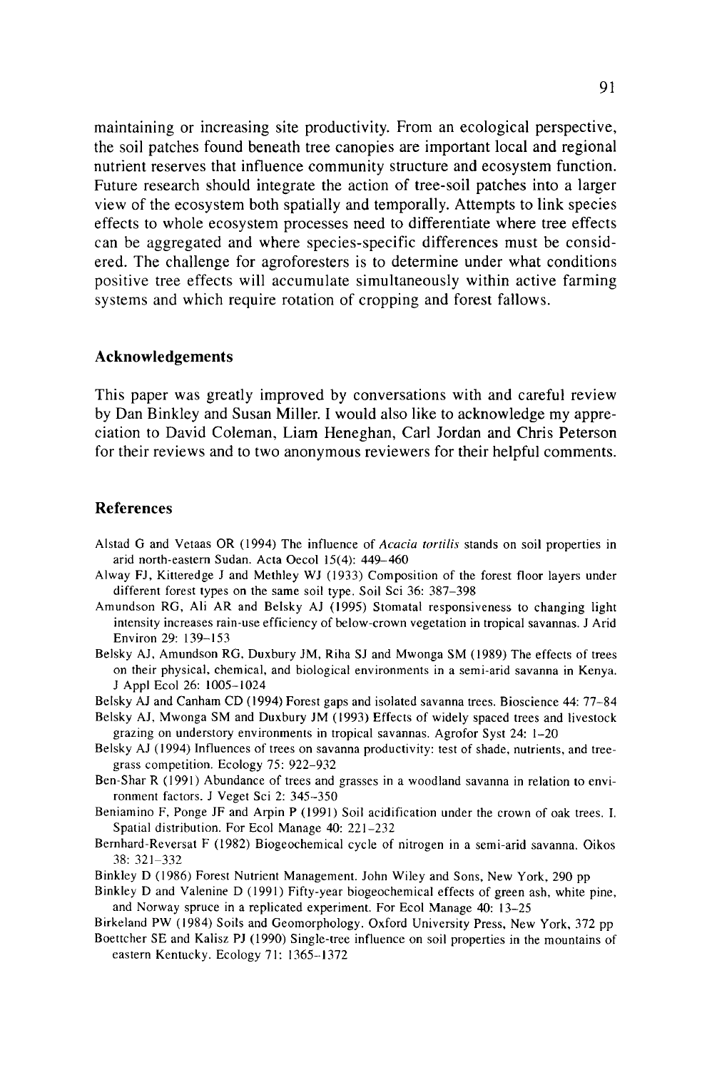maintaining or increasing site productivity. From an ecological perspective, the soil patches found beneath tree canopies are important local and regional nutrient reserves that influence community structure and ecosystem function. Future research should integrate the action of tree-soil patches into a larger view of the ecosystem both spatially and temporally. Attempts to link species effects to whole ecosystem processes need to differentiate where tree effects can be aggregated and where species-specific differences must be considered. The challenge for agroforesters is to determine under what conditions positive tree effects will accumulate simultaneously within active farming systems and which require rotation of cropping and forest fallows.

## Acknowledgements

This paper was greatly improved by conversations with and careful review by Dan Binkley and Susan Miller. I would also like to acknowledge my appreciation to David Coleman, Liam Heneghan, Carl Jordan and Chris Peterson for their reviews and to two anonymous reviewers for their helpful comments.

## References

Alstad G and Vetaas OR (1994) The influence of *Acacia tortilis* stands on soil properties in arid north-eastern Sudan. Acta Oecol 15(4): 449–460

Alway FJ, Kitteredge J and Methley WJ (1933) Composition of the forest floor layers under different forest types on the same soil type. Soil Sci 36: 387–398

Amundson RG, Ali AR and Belsky AJ (1995) Stomatal responsiveness to changing light intensity increases rain-use efficiency of below-crown vegetation in tropical savannas. J Arid Environ 29: 139–153

Belsky AJ, Amundson RG, Duxbury JM, Riha SJ and Mwonga SM (1989) The effects of trees on their physical, chemical, and biological environments in a semi-arid savanna in Kenya. J Appl Ecol 26: 1005–1024

Belsky AJ and Canham CD (1994) Forest gaps and isolated savanna trees. Bioscience 44: 77–84

Belsky AJ, Mwonga SM and Duxbury JM (1993) Effects of widely spaced trees and livestock grazing on understory environments in tropical savannas. Agrofor Syst 24: 1–20

Belsky AJ (1994) Influences of trees on savanna productivity: test of shade, nutrients, and tree-grass competition. Ecology 75: 922–932

Ben-Shar R (1991) Abundance of trees and grasses in a woodland savanna in relation to environment factors. J Veget Sci 2: 345–350

Beniamino F, Ponge JF and Arpin P (1991) Soil acidification under the crown of oak trees. I. Spatial distribution. For Ecol Manage 40: 221–232

Bernhard-Reversat F (1982) Biogeochemical cycle of nitrogen in a semi-arid savanna. Oikos 38: 321–332

Binkley D (1986) Forest Nutrient Management. John Wiley and Sons, New York, 290 pp

Binkley D and Valenine D (1991) Fifty-year biogeochemical effects of green ash, white pine, and Norway spruce in a replicated experiment. For Ecol Manage 40: 13–25

Birkeland PW (1984) Soils and Geomorphology. Oxford University Press, New York, 372 pp

Boettcher SE and Kalisz PJ (1990) Single-tree influence on soil properties in the mountains of eastern Kentucky. Ecology 71: 1365–1372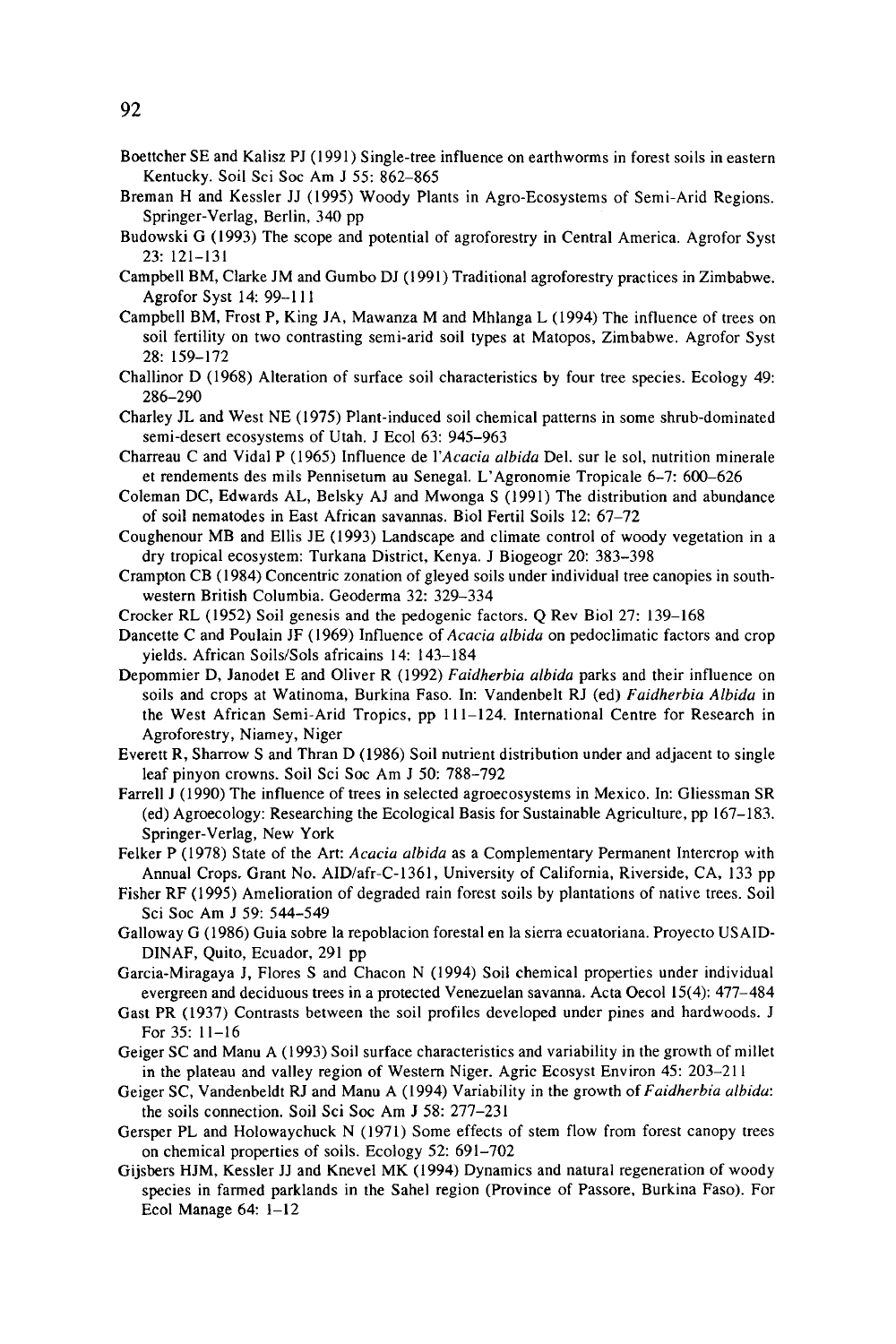Boettcher SE and Kalisz PJ (1991) Single-tree influence on earthworms in forest soils in eastern Kentucky. Soil Sci Soc Am J 55: 862–865

Breman H and Kessler JJ (1995) Woody Plants in Agro-Ecosystems of Semi-Arid Regions. Springer-Verlag, Berlin, 340 pp

Budowski G (1993) The scope and potential of agroforestry in Central America. Agrofor Syst 23: 121–131

Campbell BM, Clarke JM and Gumbo DJ (1991) Traditional agroforestry practices in Zimbabwe. Agrofor Syst 14: 99–111

Campbell BM, Frost P, King JA, Mawanza M and Mhlanga L (1994) The influence of trees on soil fertility on two contrasting semi-arid soil types at Matopos, Zimbabwe. Agrofor Syst 28: 159–172

Challinor D (1968) Alteration of surface soil characteristics by four tree species. Ecology 49: 286–290

Charley JL and West NE (1975) Plant-induced soil chemical patterns in some shrub-dominated semi-desert ecosystems of Utah. J Ecol 63: 945–963

Charreau C and Vidal P (1965) Influence de l'*Acacia albida* Del. sur le sol, nutrition minerale et rendements des mils Pennisetum au Senegal. L'Agronomie Tropicale 6–7: 600–626

Coleman DC, Edwards AL, Belsky AJ and Mwonga S (1991) The distribution and abundance of soil nematodes in East African savannas. Biol Fertil Soils 12: 67–72

Coughenour MB and Ellis JE (1993) Landscape and climate control of woody vegetation in a dry tropical ecosystem: Turkana District, Kenya. J Biogeogr 20: 383–398

Crampton CB (1984) Concentric zonation of gleyed soils under individual tree canopies in southwestern British Columbia. Geoderma 32: 329–334

Crocker RL (1952) Soil genesis and the pedogenic factors. Q Rev Biol 27: 139–168

Dancette C and Poulain JF (1969) Influence of *Acacia albida* on pedoclimatic factors and crop yields. African Soils/Sols africains 14: 143–184

Depommier D, Janodet E and Oliver R (1992) *Faidherbia albida* parks and their influence on soils and crops at Watinoma, Burkina Faso. In: Vandenbelt RJ (ed) *Faidherbia Albida* in the West African Semi-Arid Tropics, pp 111–124. International Centre for Research in Agroforestry, Niamey, Niger

Everett R, Sharrow S and Thran D (1986) Soil nutrient distribution under and adjacent to single leaf pinyon crowns. Soil Sci Soc Am J 50: 788–792

Farrell J (1990) The influence of trees in selected agroecosystems in Mexico. In: Gliessman SR (ed) Agroecology: Researching the Ecological Basis for Sustainable Agriculture, pp 167–183. Springer-Verlag, New York

Felker P (1978) State of the Art: *Acacia albida* as a Complementary Permanent Intercrop with Annual Crops. Grant No. AID/afr-C-1361, University of California, Riverside, CA, 133 pp

Fisher RF (1995) Amelioration of degraded rain forest soils by plantations of native trees. Soil Sci Soc Am J 59: 544–549

Galloway G (1986) Guia sobre la repoblacion forestal en la sierra ecuatoriana. Proyecto USAID-DINAF, Quito, Ecuador, 291 pp

Garcia-Miragaya J, Flores S and Chacon N (1994) Soil chemical properties under individual evergreen and deciduous trees in a protected Venezuelan savanna. Acta Oecol 15(4): 477–484

Gast PR (1937) Contrasts between the soil profiles developed under pines and hardwoods. J For 35: 11–16

Geiger SC and Manu A (1993) Soil surface characteristics and variability in the growth of millet in the plateau and valley region of Western Niger. Agric Ecosyst Environ 45: 203–211

Geiger SC, Vandenbeldt RJ and Manu A (1994) Variability in the growth of *Faidherbia albida*: the soils connection. Soil Sci Soc Am J 58: 277–231

Gersper PL and Holowaychuck N (1971) Some effects of stem flow from forest canopy trees on chemical properties of soils. Ecology 52: 691–702

Gijsbers HJM, Kessler JJ and Knevel MK (1994) Dynamics and natural regeneration of woody species in farmed parklands in the Sahel region (Province of Passore, Burkina Faso). For Ecol Manage 64: 1–12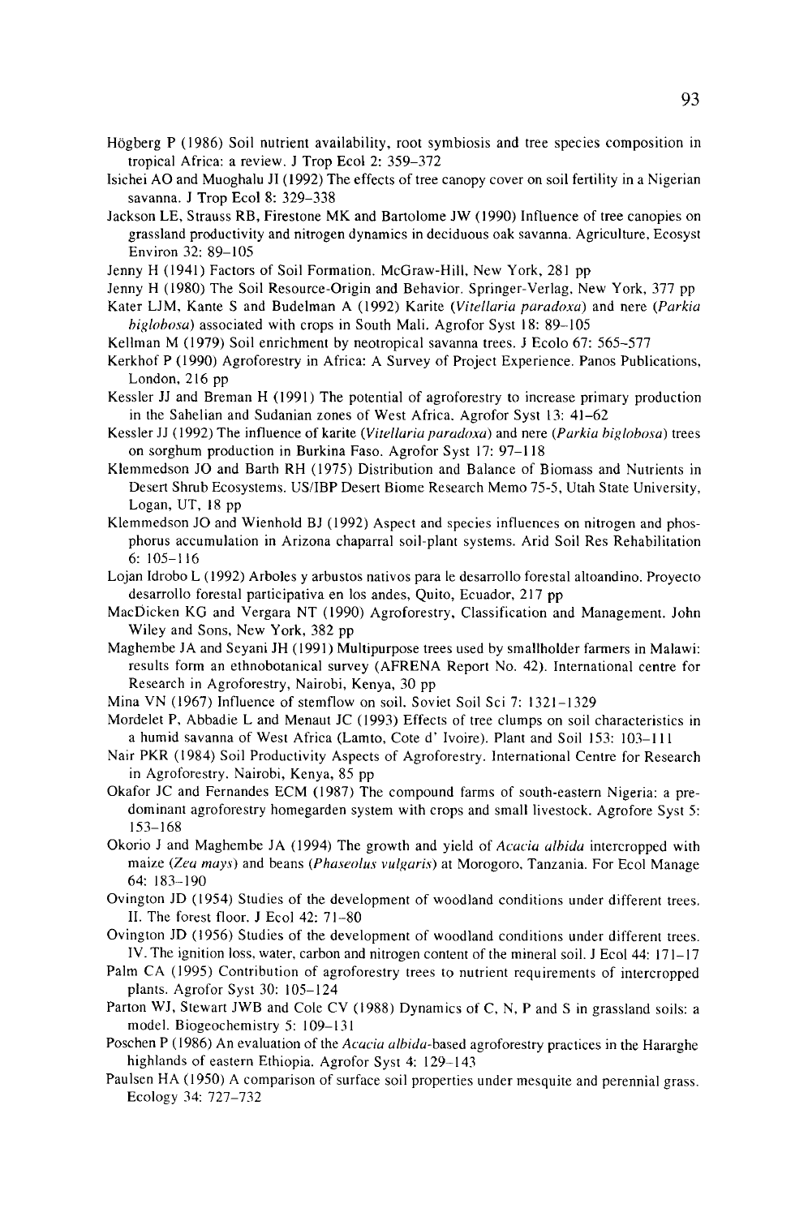Högberg P (1986) Soil nutrient availability, root symbiosis and tree species composition in tropical Africa: a review. J Trop Ecol 2: 359–372

Isichei AO and Muoghalu JI (1992) The effects of tree canopy cover on soil fertility in a Nigerian savanna. J Trop Ecol 8: 329–338

Jackson LE, Strauss RB, Firestone MK and Bartolome JW (1990) Influence of tree canopies on grassland productivity and nitrogen dynamics in deciduous oak savanna. Agriculture, Ecosyst Environ 32: 89–105

Jenny H (1941) Factors of Soil Formation. McGraw-Hill, New York, 281 pp

Jenny H (1980) The Soil Resource-Origin and Behavior. Springer-Verlag, New York, 377 pp

Kater LJM, Kante S and Budelman A (1992) Karite (*Vitellaria paradoxa*) and nere (*Parkia biglobosa*) associated with crops in South Mali. Agrofor Syst 18: 89–105

Kellman M (1979) Soil enrichment by neotropical savanna trees. J Ecolo 67: 565–577

Kerkhof P (1990) Agroforestry in Africa: A Survey of Project Experience. Panos Publications, London, 216 pp

Kessler JJ and Breman H (1991) The potential of agroforestry to increase primary production in the Sahelian and Sudanian zones of West Africa. Agrofor Syst 13: 41–62

Kessler JJ (1992) The influence of karite (*Vitellaria paradoxa*) and nere (*Parkia biglobosa*) trees on sorghum production in Burkina Faso. Agrofor Syst 17: 97–118

Klemmedson JO and Barth RH (1975) Distribution and Balance of Biomass and Nutrients in Desert Shrub Ecosystems. US/IBP Desert Biome Research Memo 75-5, Utah State University, Logan, UT, 18 pp

Klemmedson JO and Wienhold BJ (1992) Aspect and species influences on nitrogen and phosphorus accumulation in Arizona chaparral soil-plant systems. Arid Soil Res Rehabilitation 6: 105–116

Lojan Idrobo L (1992) Arboles y arbustos nativos para le desarrollo forestal altoandino. Proyecto desarrollo forestal participativa en los andes, Quito, Ecuador, 217 pp

MacDicken KG and Vergara NT (1990) Agroforestry, Classification and Management. John Wiley and Sons, New York, 382 pp

Maghembe JA and Seyani JH (1991) Multipurpose trees used by smallholder farmers in Malawi: results form an ethnobotanical survey (AFRENA Report No. 42). International centre for Research in Agroforestry, Nairobi, Kenya, 30 pp

Mina VN (1967) Influence of stemflow on soil. Soviet Soil Sci 7: 1321–1329

Mordelet P, Abbadie L and Menaut JC (1993) Effects of tree clumps on soil characteristics in a humid savanna of West Africa (Lamto, Cote d' Ivoire). Plant and Soil 153: 103–111

Nair PKR (1984) Soil Productivity Aspects of Agroforestry. International Centre for Research in Agroforestry. Nairobi, Kenya, 85 pp

Okafor JC and Fernandes ECM (1987) The compound farms of south-eastern Nigeria: a predominant agroforestry homegarden system with crops and small livestock. Agrofore Syst 5: 153–168

Okorio J and Maghembe JA (1994) The growth and yield of *Acacia albida* intercropped with maize (*Zea mays*) and beans (*Phaseolus vulgaris*) at Morogoro, Tanzania. For Ecol Manage 64: 183–190

Ovington JD (1954) Studies of the development of woodland conditions under different trees. II. The forest floor. J Ecol 42: 71–80

Ovington JD (1956) Studies of the development of woodland conditions under different trees. IV. The ignition loss, water, carbon and nitrogen content of the mineral soil. J Ecol 44: 171–17

Palm CA (1995) Contribution of agroforestry trees to nutrient requirements of intercropped plants. Agrofor Syst 30: 105–124

Parton WJ, Stewart JWB and Cole CV (1988) Dynamics of C, N, P and S in grassland soils: a model. Biogeochemistry 5: 109–131

Poschen P (1986) An evaluation of the *Acacia albida*-based agroforestry practices in the Hararghe highlands of eastern Ethiopia. Agrofor Syst 4: 129–143

Paulsen HA (1950) A comparison of surface soil properties under mesquite and perennial grass. Ecology 34: 727–732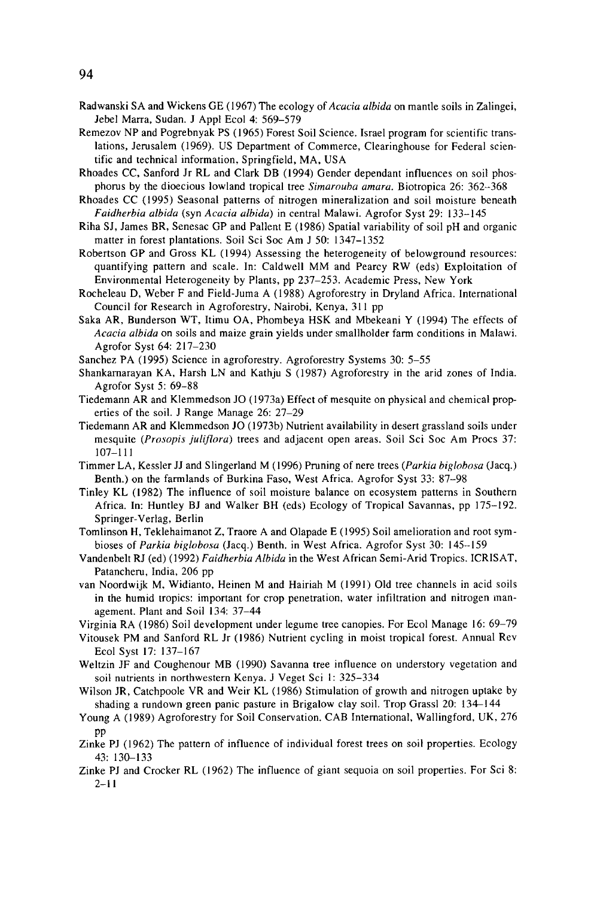Radwanski SA and Wickens GE (1967) The ecology of *Acacia albida* on mantle soils in Zalingei, Jebel Marra, Sudan. J Appl Ecol 4: 569–579

Remezov NP and Pogrebnyak PS (1965) Forest Soil Science. Israel program for scientific translations, Jerusalem (1969). US Department of Commerce, Clearinghouse for Federal scientific and technical information, Springfield, MA, USA

Rhoades CC, Sanford Jr RL and Clark DB (1994) Gender dependant influences on soil phosphorus by the dioecious lowland tropical tree *Simarouba amara*. Biotropica 26: 362–368

Rhoades CC (1995) Seasonal patterns of nitrogen mineralization and soil moisture beneath *Faidherbia albida* (syn *Acacia albida*) in central Malawi. Agrofor Syst 29: 133–145

Riha SJ, James BR, Senesac GP and Pallent E (1986) Spatial variability of soil pH and organic matter in forest plantations. Soil Sci Soc Am J 50: 1347–1352

Robertson GP and Gross KL (1994) Assessing the heterogeneity of belowground resources: quantifying pattern and scale. In: Caldwell MM and Pearcy RW (eds) Exploitation of Environmental Heterogeneity by Plants, pp 237–253. Academic Press, New York

Rocheleau D, Weber F and Field-Juma A (1988) Agroforestry in Dryland Africa. International Council for Research in Agroforestry, Nairobi, Kenya, 311 pp

Saka AR, Bunderson WT, Itimu OA, Phombeya HSK and Mbekeani Y (1994) The effects of *Acacia albida* on soils and maize grain yields under smallholder farm conditions in Malawi. Agrofor Syst 64: 217–230

Sanchez PA (1995) Science in agroforestry. Agroforestry Systems 30: 5–55

Shankarnarayan KA, Harsh LN and Kathju S (1987) Agroforestry in the arid zones of India. Agrofor Syst 5: 69–88

Tiedemann AR and Klemmedson JO (1973a) Effect of mesquite on physical and chemical properties of the soil. J Range Manage 26: 27–29

Tiedemann AR and Klemmedson JO (1973b) Nutrient availability in desert grassland soils under mesquite (*Prosopis juliflora*) trees and adjacent open areas. Soil Sci Soc Am Procs 37: 107–111

Timmer LA, Kessler JJ and Slingerland M (1996) Pruning of nere trees (*Parkia biglobosa* (Jacq.) Benth.) on the farmlands of Burkina Faso, West Africa. Agrofor Syst 33: 87–98

Tinley KL (1982) The influence of soil moisture balance on ecosystem patterns in Southern Africa. In: Huntley BJ and Walker BH (eds) Ecology of Tropical Savannas, pp 175–192. Springer-Verlag, Berlin

Tomlinson H, Teklehaimanot Z, Traore A and Olapade E (1995) Soil amelioration and root symbioses of *Parkia biglobosa* (Jacq.) Benth. in West Africa. Agrofor Syst 30: 145–159

Vandenbelt RJ (ed) (1992) *Faidherbia Albida* in the West African Semi-Arid Tropics. ICRISAT, Patancheru, India, 206 pp

van Noordwijk M, Widianto, Heinen M and Hairiah M (1991) Old tree channels in acid soils in the humid tropics: important for crop penetration, water infiltration and nitrogen management. Plant and Soil 134: 37–44

Virginia RA (1986) Soil development under legume tree canopies. For Ecol Manage 16: 69–79

Vitousek PM and Sanford RL Jr (1986) Nutrient cycling in moist tropical forest. Annual Rev Ecol Syst 17: 137–167

Weltzin JF and Coughenour MB (1990) Savanna tree influence on understory vegetation and soil nutrients in northwestern Kenya. J Veget Sci 1: 325–334

Wilson JR, Catchpoole VR and Weir KL (1986) Stimulation of growth and nitrogen uptake by shading a rundown green panic pasture in Brigalow clay soil. Trop Grassl 20: 134–144

Young A (1989) Agroforestry for Soil Conservation. CAB International, Wallingford, UK, 276 pp

Zinke PJ (1962) The pattern of influence of individual forest trees on soil properties. Ecology 43: 130–133

Zinke PJ and Crocker RL (1962) The influence of giant sequoia on soil properties. For Sci 8: 2–11